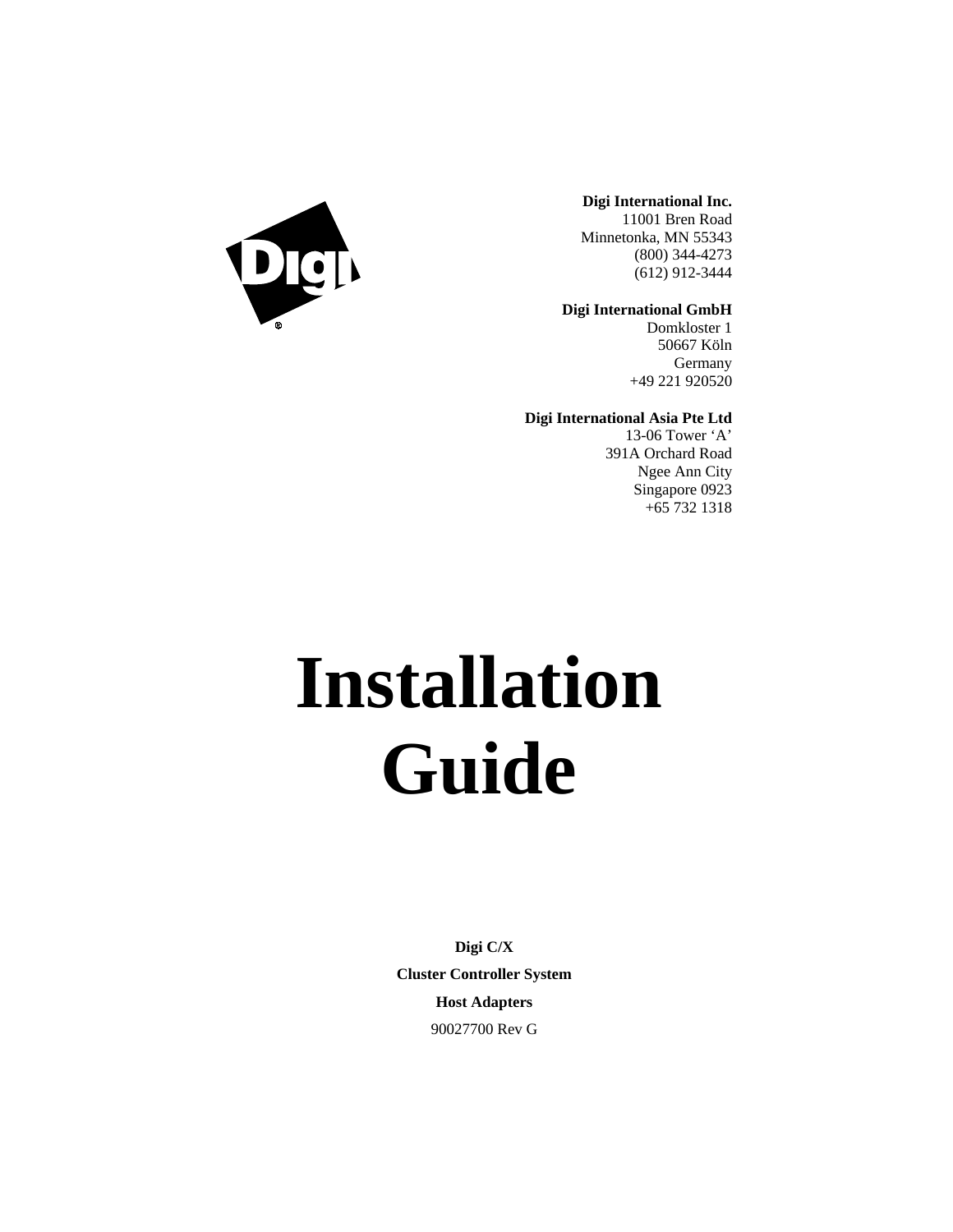**Digi International Inc.**
11001 Bren Road
Minnetonka, MN 55343
(800) 344-4273
(612) 912-3444

**Digi International GmbH**
Domkloster 1
50667 Köln
Germany
+49 221 920520

**Digi International Asia Pte Ltd**
13-06 Tower 'A'
391A Orchard Road
Ngee Ann City
Singapore 0923
+65 732 1318

# Installation Guide

**Digi C/X**

**Cluster Controller System**

**Host Adapters**

90027700 Rev G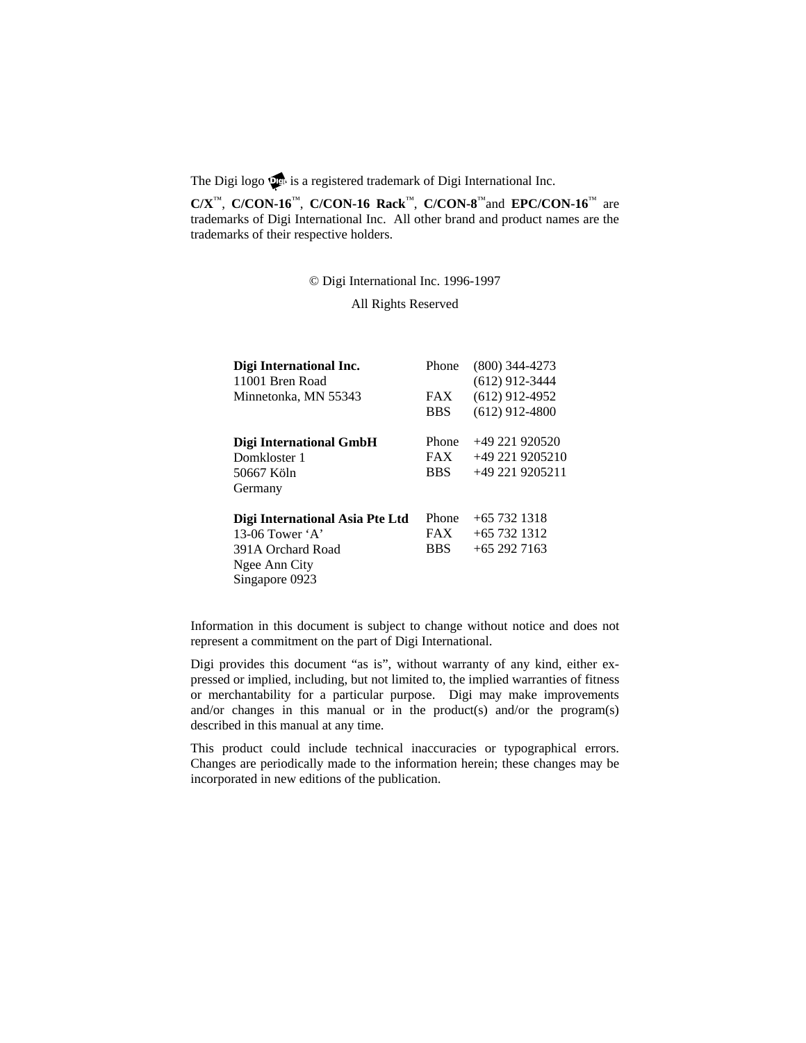The Digi logo is a registered trademark of Digi International Inc.

**C/X**™, **C/CON-16**™, **C/CON-16 Rack**™, **C/CON-8**™ and **EPC/CON-16**™ are trademarks of Digi International Inc. All other brand and product names are the trademarks of their respective holders.

© Digi International Inc. 1996-1997

All Rights Reserved

| | | |
|---|---|---|
| **Digi International Inc.** | Phone | (800) 344-4273 |
| 11001 Bren Road | | (612) 912-3444 |
| Minnetonka, MN 55343 | FAX | (612) 912-4952 |
| | BBS | (612) 912-4800 |
| **Digi International GmbH** | Phone | +49 221 920520 |
| Domkloster 1 | FAX | +49 221 9205210 |
| 50667 Köln | BBS | +49 221 9205211 |
| Germany | | |
| **Digi International Asia Pte Ltd** | Phone | +65 732 1318 |
| 13-06 Tower 'A' | FAX | +65 732 1312 |
| 391A Orchard Road | BBS | +65 292 7163 |
| Ngee Ann City | | |
| Singapore 0923 | | |

Information in this document is subject to change without notice and does not represent a commitment on the part of Digi International.

Digi provides this document "as is", without warranty of any kind, either expressed or implied, including, but not limited to, the implied warranties of fitness or merchantability for a particular purpose. Digi may make improvements and/or changes in this manual or in the product(s) and/or the program(s) described in this manual at any time.

This product could include technical inaccuracies or typographical errors. Changes are periodically made to the information herein; these changes may be incorporated in new editions of the publication.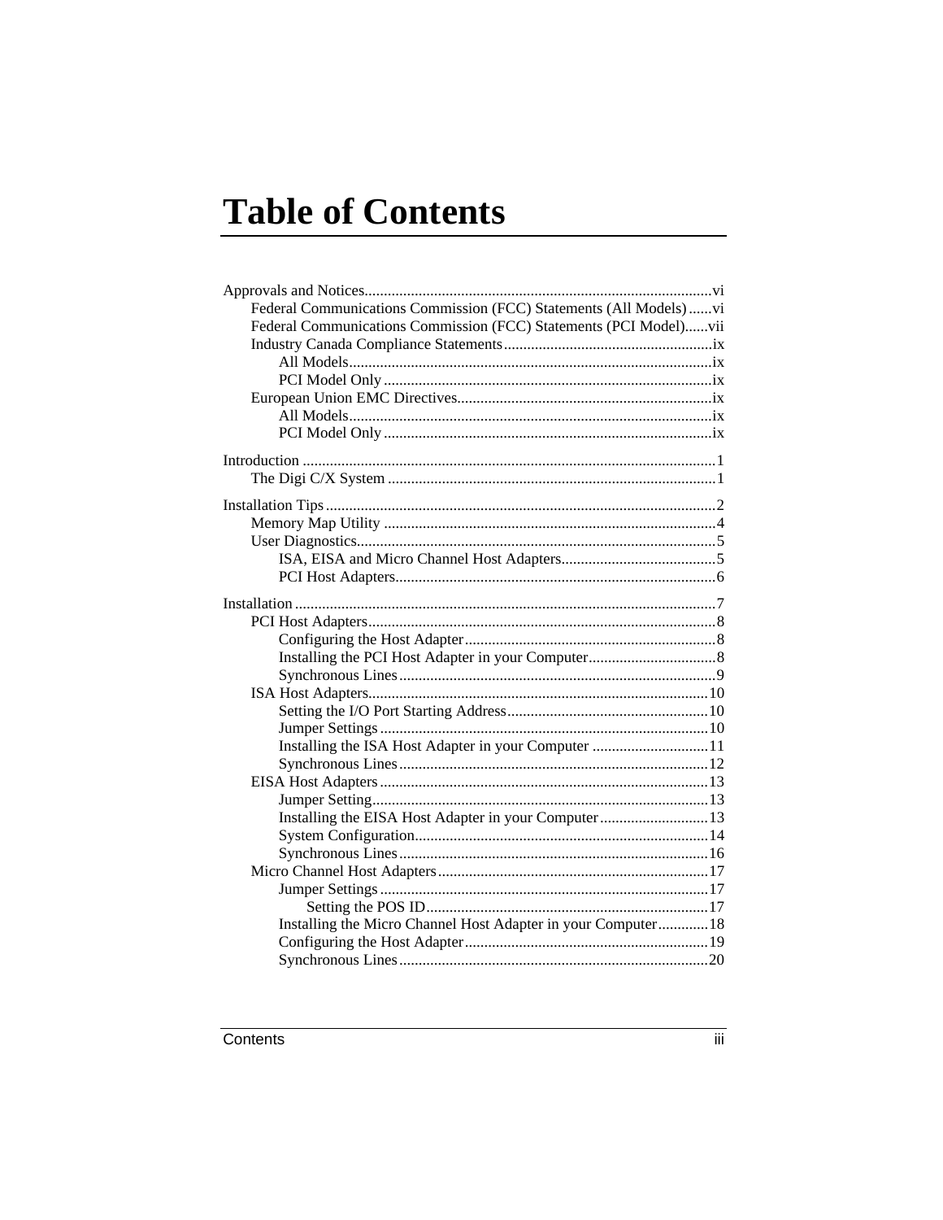# Table of Contents

Approvals and Notices........................................................................................vi
- Federal Communications Commission (FCC) Statements (All Models)......vi
- Federal Communications Commission (FCC) Statements (PCI Model)......vii
- Industry Canada Compliance Statements......................................................ix
  - All Models.............................................................................................ix
  - PCI Model Only....................................................................................ix
- European Union EMC Directives.................................................................ix
  - All Models.............................................................................................ix
  - PCI Model Only....................................................................................ix

Introduction ..........................................................................................................1
- The Digi C/X System ....................................................................................1

Installation Tips....................................................................................................2
- Memory Map Utility .....................................................................................4
- User Diagnostics............................................................................................5
  - ISA, EISA and Micro Channel Host Adapters........................................5
  - PCI Host Adapters..................................................................................6

Installation ............................................................................................................7
- PCI Host Adapters..........................................................................................8
  - Configuring the Host Adapter................................................................8
  - Installing the PCI Host Adapter in your Computer.................................8
  - Synchronous Lines.................................................................................9
- ISA Host Adapters........................................................................................10
  - Setting the I/O Port Starting Address....................................................10
  - Jumper Settings....................................................................................10
  - Installing the ISA Host Adapter in your Computer ..............................11
  - Synchronous Lines...............................................................................12
- EISA Host Adapters.....................................................................................13
  - Jumper Setting......................................................................................13
  - Installing the EISA Host Adapter in your Computer............................13
  - System Configuration...........................................................................14
  - Synchronous Lines...............................................................................16
- Micro Channel Host Adapters......................................................................17
  - Jumper Settings....................................................................................17
    - Setting the POS ID.........................................................................17
  - Installing the Micro Channel Host Adapter in your Computer.............18
  - Configuring the Host Adapter...............................................................19
  - Synchronous Lines...............................................................................20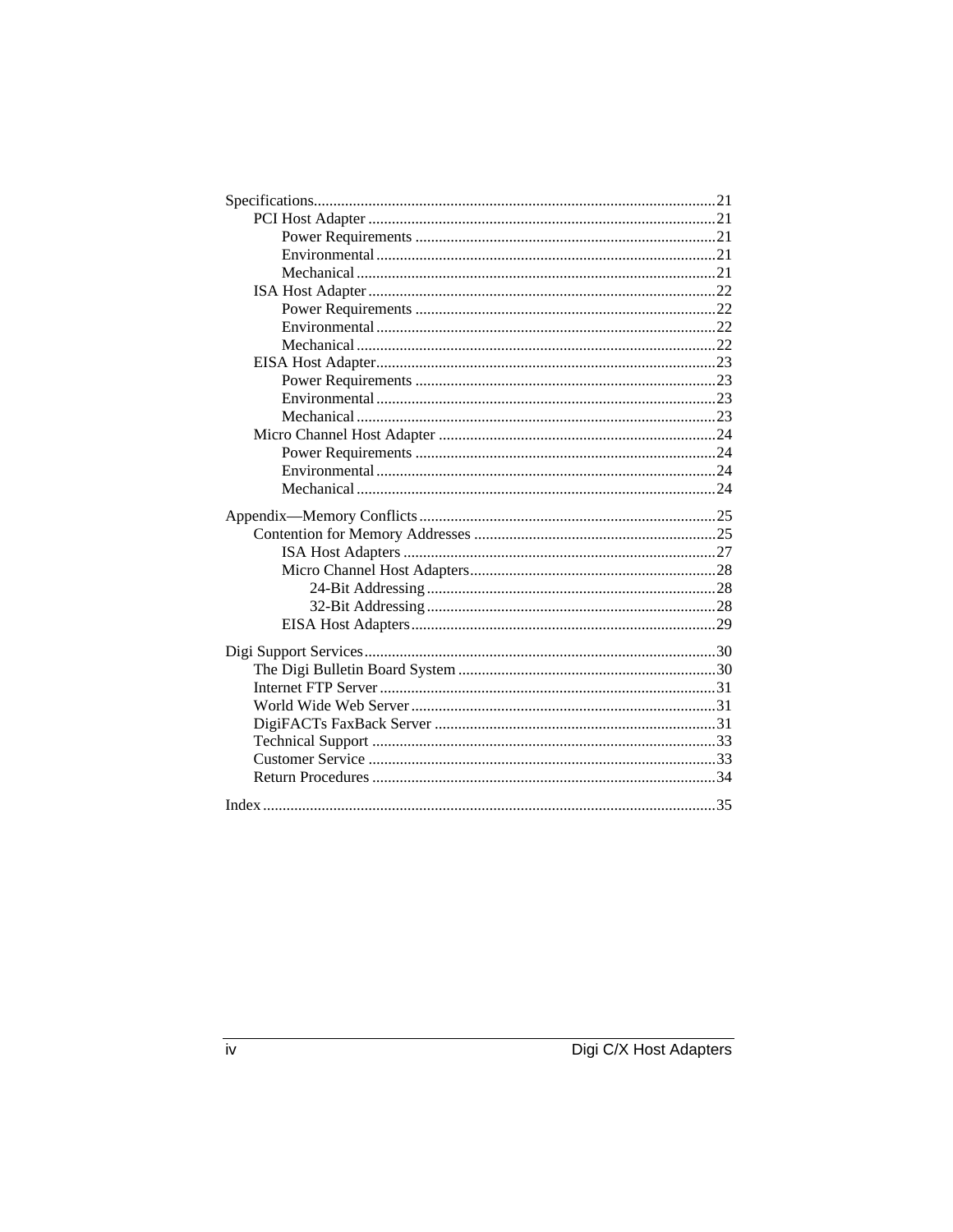- Specifications .......... 21
  - PCI Host Adapter .......... 21
    - Power Requirements .......... 21
    - Environmental .......... 21
    - Mechanical .......... 21
  - ISA Host Adapter .......... 22
    - Power Requirements .......... 22
    - Environmental .......... 22
    - Mechanical .......... 22
  - EISA Host Adapter .......... 23
    - Power Requirements .......... 23
    - Environmental .......... 23
    - Mechanical .......... 23
  - Micro Channel Host Adapter .......... 24
    - Power Requirements .......... 24
    - Environmental .......... 24
    - Mechanical .......... 24
- Appendix—Memory Conflicts .......... 25
  - Contention for Memory Addresses .......... 25
    - ISA Host Adapters .......... 27
    - Micro Channel Host Adapters .......... 28
      - 24-Bit Addressing .......... 28
      - 32-Bit Addressing .......... 28
    - EISA Host Adapters .......... 29
- Digi Support Services .......... 30
  - The Digi Bulletin Board System .......... 30
  - Internet FTP Server .......... 31
  - World Wide Web Server .......... 31
  - DigiFACTs FaxBack Server .......... 31
  - Technical Support .......... 33
  - Customer Service .......... 33
  - Return Procedures .......... 34
- Index .......... 35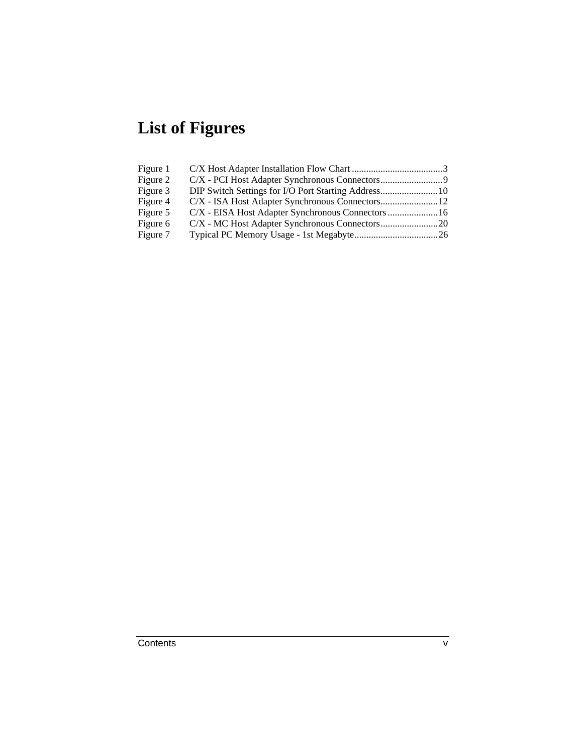# List of Figures

| | | |
|---|---|---|
| Figure 1 | C/X Host Adapter Installation Flow Chart | 3 |
| Figure 2 | C/X - PCI Host Adapter Synchronous Connectors | 9 |
| Figure 3 | DIP Switch Settings for I/O Port Starting Address | 10 |
| Figure 4 | C/X - ISA Host Adapter Synchronous Connectors | 12 |
| Figure 5 | C/X - EISA Host Adapter Synchronous Connectors | 16 |
| Figure 6 | C/X - MC Host Adapter Synchronous Connectors | 20 |
| Figure 7 | Typical PC Memory Usage - 1st Megabyte | 26 |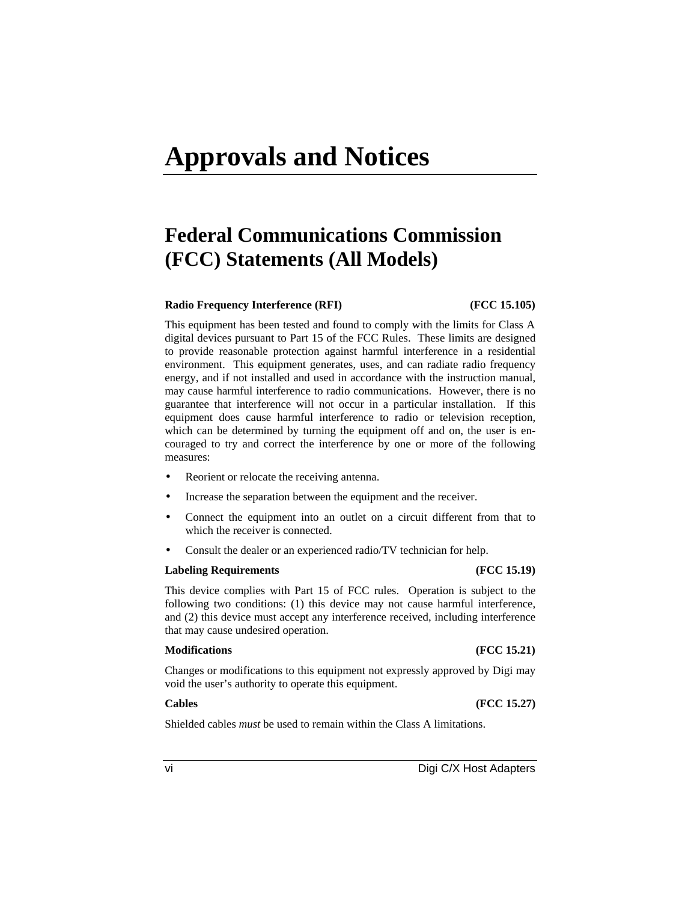# Approvals and Notices

## Federal Communications Commission (FCC) Statements (All Models)

**Radio Frequency Interference (RFI) (FCC 15.105)**

This equipment has been tested and found to comply with the limits for Class A digital devices pursuant to Part 15 of the FCC Rules. These limits are designed to provide reasonable protection against harmful interference in a residential environment. This equipment generates, uses, and can radiate radio frequency energy, and if not installed and used in accordance with the instruction manual, may cause harmful interference to radio communications. However, there is no guarantee that interference will not occur in a particular installation. If this equipment does cause harmful interference to radio or television reception, which can be determined by turning the equipment off and on, the user is encouraged to try and correct the interference by one or more of the following measures:

- Reorient or relocate the receiving antenna.
- Increase the separation between the equipment and the receiver.
- Connect the equipment into an outlet on a circuit different from that to which the receiver is connected.
- Consult the dealer or an experienced radio/TV technician for help.

**Labeling Requirements (FCC 15.19)**

This device complies with Part 15 of FCC rules. Operation is subject to the following two conditions: (1) this device may not cause harmful interference, and (2) this device must accept any interference received, including interference that may cause undesired operation.

**Modifications (FCC 15.21)**

Changes or modifications to this equipment not expressly approved by Digi may void the user's authority to operate this equipment.

**Cables (FCC 15.27)**

Shielded cables *must* be used to remain within the Class A limitations.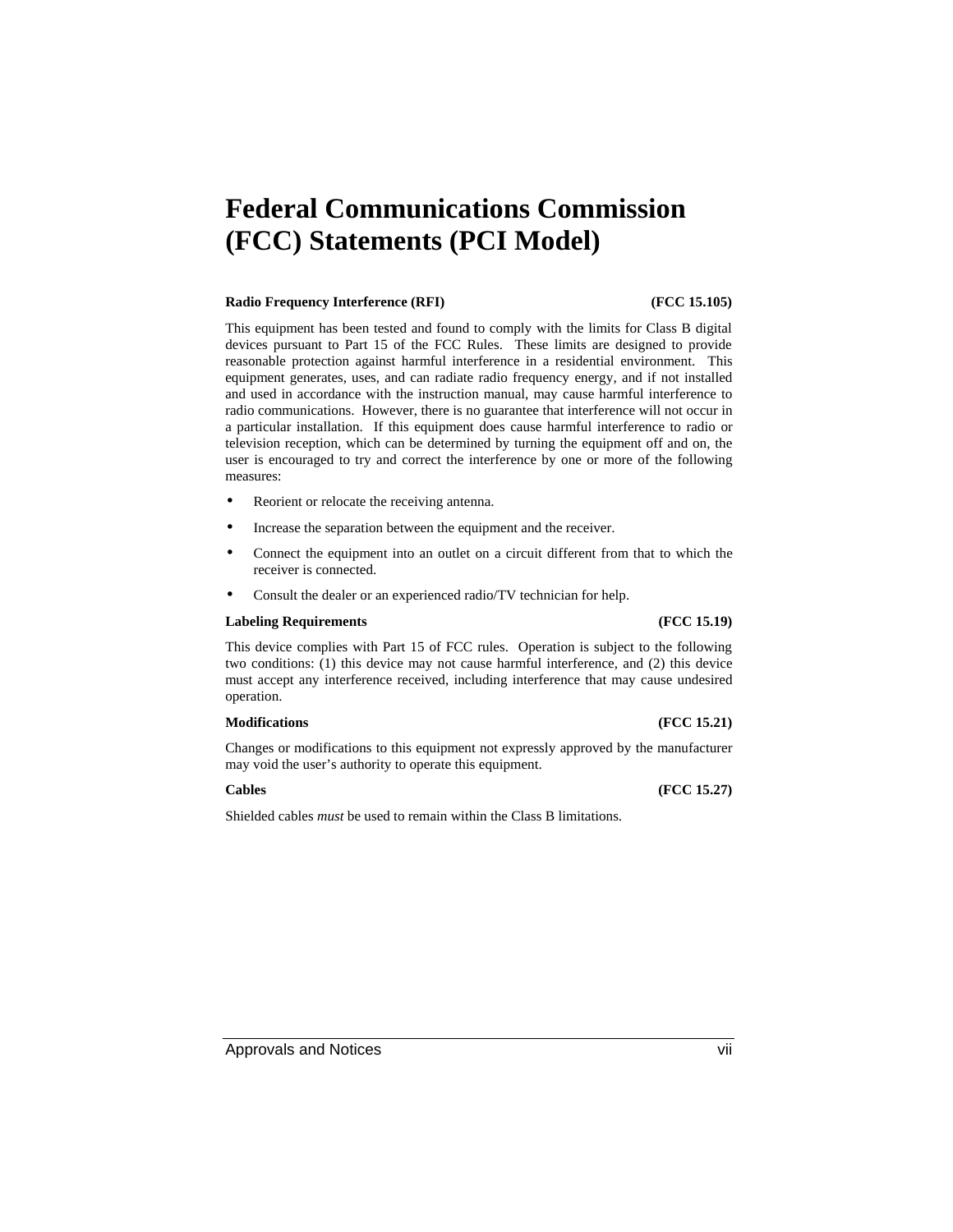# Federal Communications Commission (FCC) Statements (PCI Model)

**Radio Frequency Interference (RFI) (FCC 15.105)**

This equipment has been tested and found to comply with the limits for Class B digital devices pursuant to Part 15 of the FCC Rules. These limits are designed to provide reasonable protection against harmful interference in a residential environment. This equipment generates, uses, and can radiate radio frequency energy, and if not installed and used in accordance with the instruction manual, may cause harmful interference to radio communications. However, there is no guarantee that interference will not occur in a particular installation. If this equipment does cause harmful interference to radio or television reception, which can be determined by turning the equipment off and on, the user is encouraged to try and correct the interference by one or more of the following measures:

- Reorient or relocate the receiving antenna.
- Increase the separation between the equipment and the receiver.
- Connect the equipment into an outlet on a circuit different from that to which the receiver is connected.
- Consult the dealer or an experienced radio/TV technician for help.

**Labeling Requirements (FCC 15.19)**

This device complies with Part 15 of FCC rules. Operation is subject to the following two conditions: (1) this device may not cause harmful interference, and (2) this device must accept any interference received, including interference that may cause undesired operation.

**Modifications (FCC 15.21)**

Changes or modifications to this equipment not expressly approved by the manufacturer may void the user's authority to operate this equipment.

**Cables (FCC 15.27)**

Shielded cables *must* be used to remain within the Class B limitations.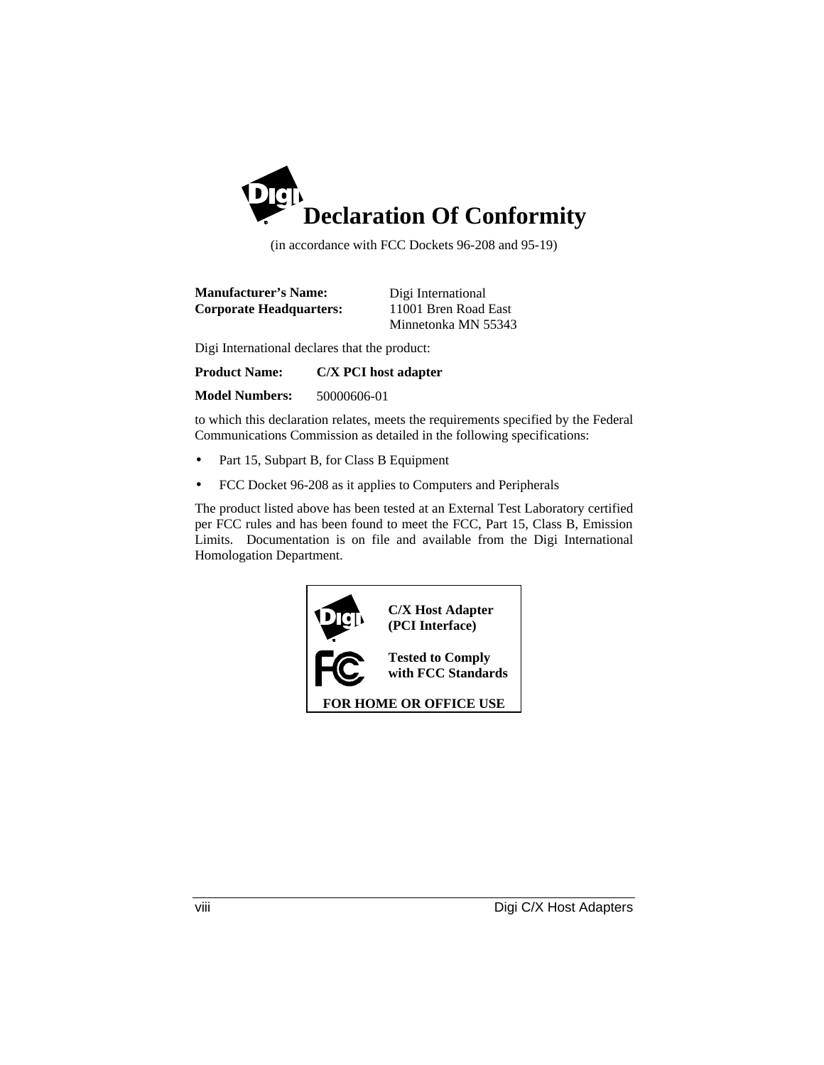# Declaration Of Conformity

(in accordance with FCC Dockets 96-208 and 95-19)

**Manufacturer's Name:** Digi International
**Corporate Headquarters:** 11001 Bren Road East
Minnetonka MN 55343

Digi International declares that the product:

**Product Name:** **C/X PCI host adapter**

**Model Numbers:** 50000606-01

to which this declaration relates, meets the requirements specified by the Federal Communications Commission as detailed in the following specifications:

- Part 15, Subpart B, for Class B Equipment
- FCC Docket 96-208 as it applies to Computers and Peripherals

The product listed above has been tested at an External Test Laboratory certified per FCC rules and has been found to meet the FCC, Part 15, Class B, Emission Limits. Documentation is on file and available from the Digi International Homologation Department.

**C/X Host Adapter (PCI Interface)**

**Tested to Comply with FCC Standards**

**FOR HOME OR OFFICE USE**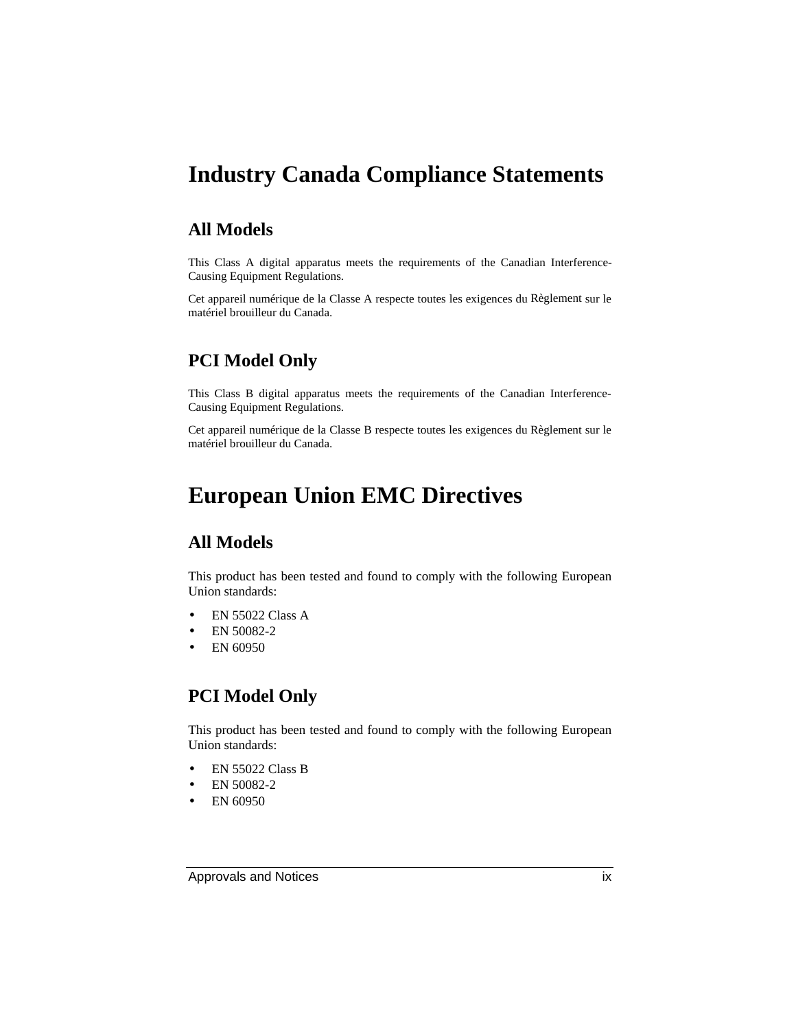# Industry Canada Compliance Statements

## All Models

This Class A digital apparatus meets the requirements of the Canadian Interference-Causing Equipment Regulations.

Cet appareil numérique de la Classe A respecte toutes les exigences du Règlement sur le matériel brouilleur du Canada.

## PCI Model Only

This Class B digital apparatus meets the requirements of the Canadian Interference-Causing Equipment Regulations.

Cet appareil numérique de la Classe B respecte toutes les exigences du Règlement sur le matériel brouilleur du Canada.

# European Union EMC Directives

## All Models

This product has been tested and found to comply with the following European Union standards:

- EN 55022 Class A
- EN 50082-2
- EN 60950

## PCI Model Only

This product has been tested and found to comply with the following European Union standards:

- EN 55022 Class B
- EN 50082-2
- EN 60950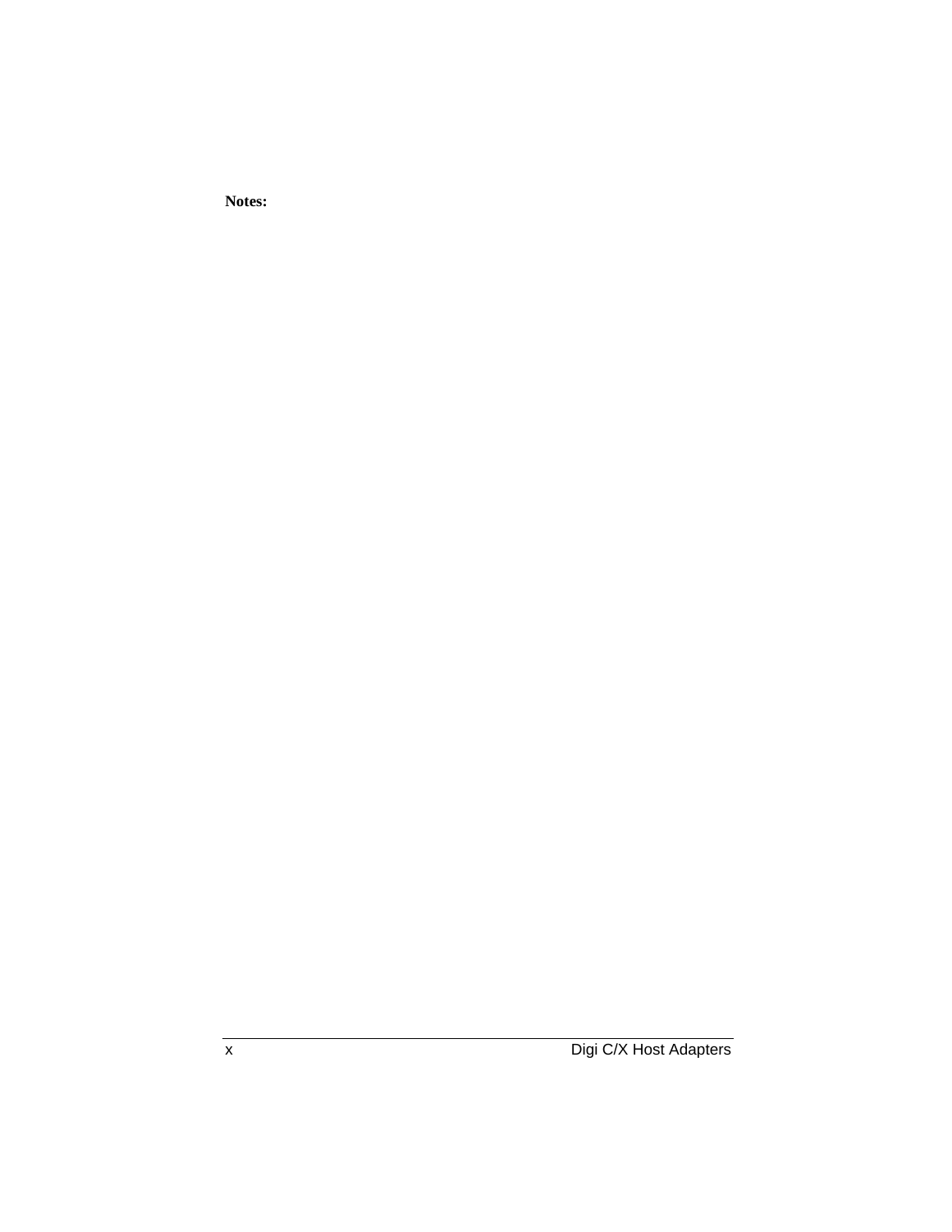**Notes:**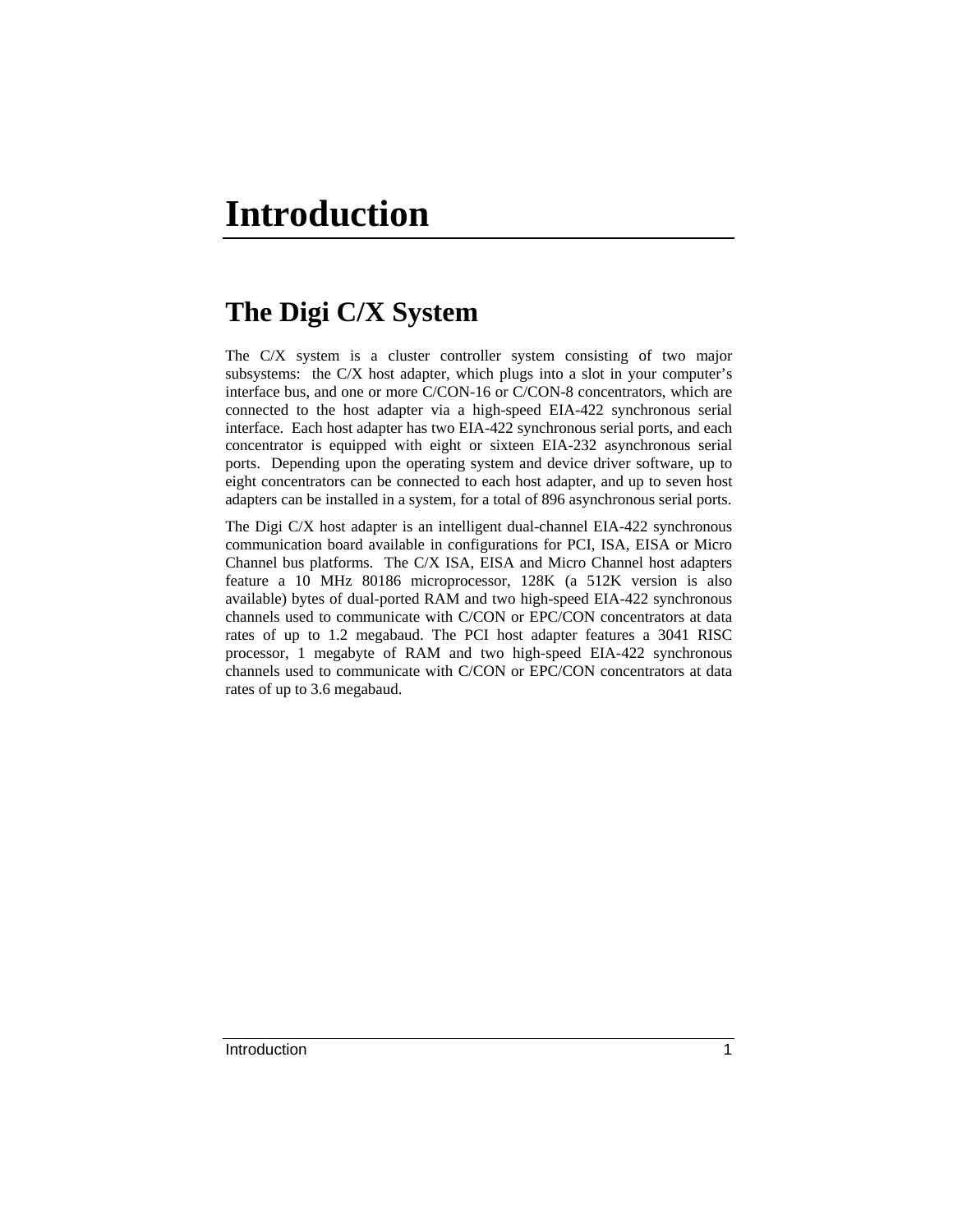# Introduction

## The Digi C/X System

The C/X system is a cluster controller system consisting of two major subsystems: the C/X host adapter, which plugs into a slot in your computer's interface bus, and one or more C/CON-16 or C/CON-8 concentrators, which are connected to the host adapter via a high-speed EIA-422 synchronous serial interface. Each host adapter has two EIA-422 synchronous serial ports, and each concentrator is equipped with eight or sixteen EIA-232 asynchronous serial ports. Depending upon the operating system and device driver software, up to eight concentrators can be connected to each host adapter, and up to seven host adapters can be installed in a system, for a total of 896 asynchronous serial ports.

The Digi C/X host adapter is an intelligent dual-channel EIA-422 synchronous communication board available in configurations for PCI, ISA, EISA or Micro Channel bus platforms. The C/X ISA, EISA and Micro Channel host adapters feature a 10 MHz 80186 microprocessor, 128K (a 512K version is also available) bytes of dual-ported RAM and two high-speed EIA-422 synchronous channels used to communicate with C/CON or EPC/CON concentrators at data rates of up to 1.2 megabaud. The PCI host adapter features a 3041 RISC processor, 1 megabyte of RAM and two high-speed EIA-422 synchronous channels used to communicate with C/CON or EPC/CON concentrators at data rates of up to 3.6 megabaud.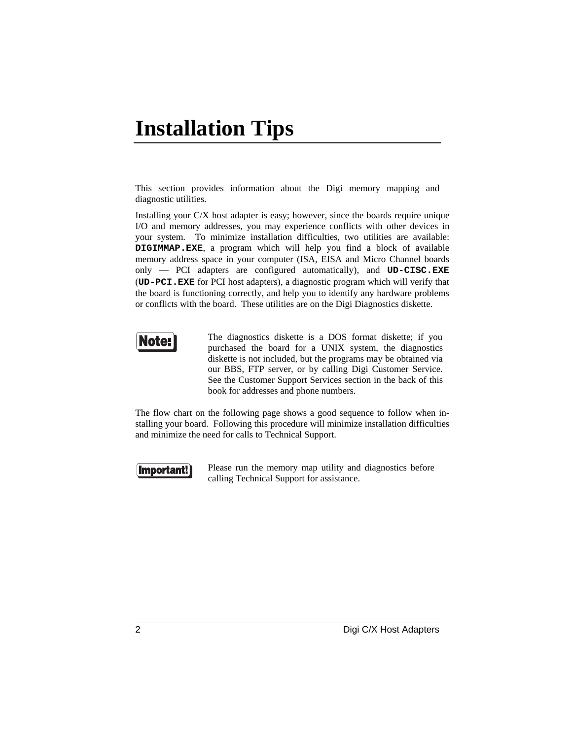# Installation Tips

This section provides information about the Digi memory mapping and diagnostic utilities.

Installing your C/X host adapter is easy; however, since the boards require unique I/O and memory addresses, you may experience conflicts with other devices in your system. To minimize installation difficulties, two utilities are available: **`DIGIMMAP.EXE`**, a program which will help you find a block of available memory address space in your computer (ISA, EISA and Micro Channel boards only — PCI adapters are configured automatically), and **`UD-CISC.EXE`** (**`UD-PCI.EXE`** for PCI host adapters), a diagnostic program which will verify that the board is functioning correctly, and help you to identify any hardware problems or conflicts with the board. These utilities are on the Digi Diagnostics diskette.

**Note:** The diagnostics diskette is a DOS format diskette; if you purchased the board for a UNIX system, the diagnostics diskette is not included, but the programs may be obtained via our BBS, FTP server, or by calling Digi Customer Service. See the Customer Support Services section in the back of this book for addresses and phone numbers.

The flow chart on the following page shows a good sequence to follow when installing your board. Following this procedure will minimize installation difficulties and minimize the need for calls to Technical Support.

**Important!** Please run the memory map utility and diagnostics before calling Technical Support for assistance.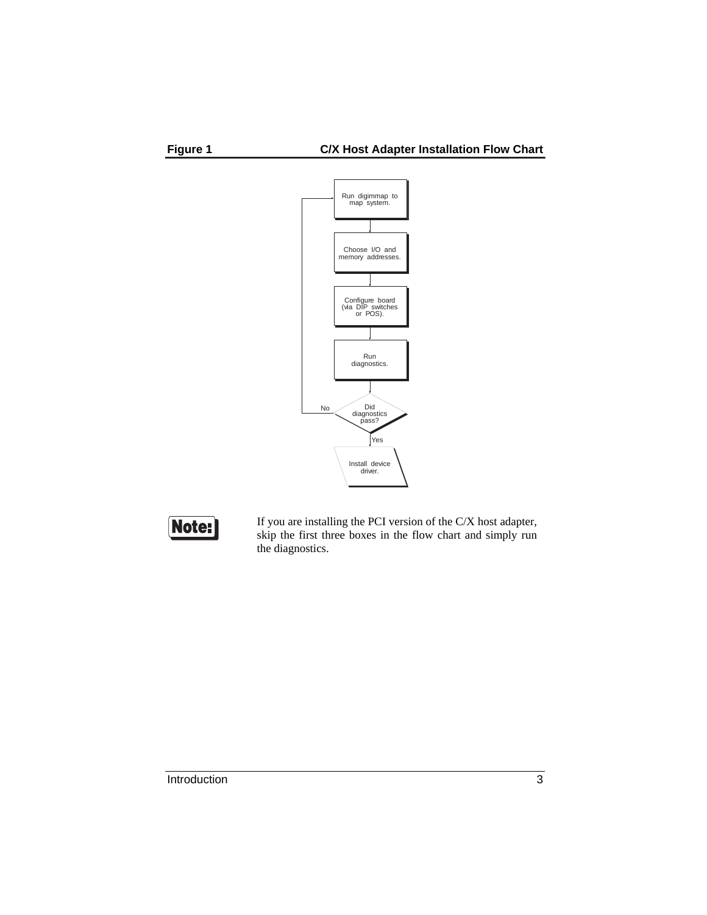**Figure 1 — C/X Host Adapter Installation Flow Chart**

Run digimmap to map system.

Choose I/O and memory addresses.

Configure board (via DIP switches or POS).

Run diagnostics.

Did diagnostics pass?

No

Yes

Install device driver.

**Note:** If you are installing the PCI version of the C/X host adapter, skip the first three boxes in the flow chart and simply run the diagnostics.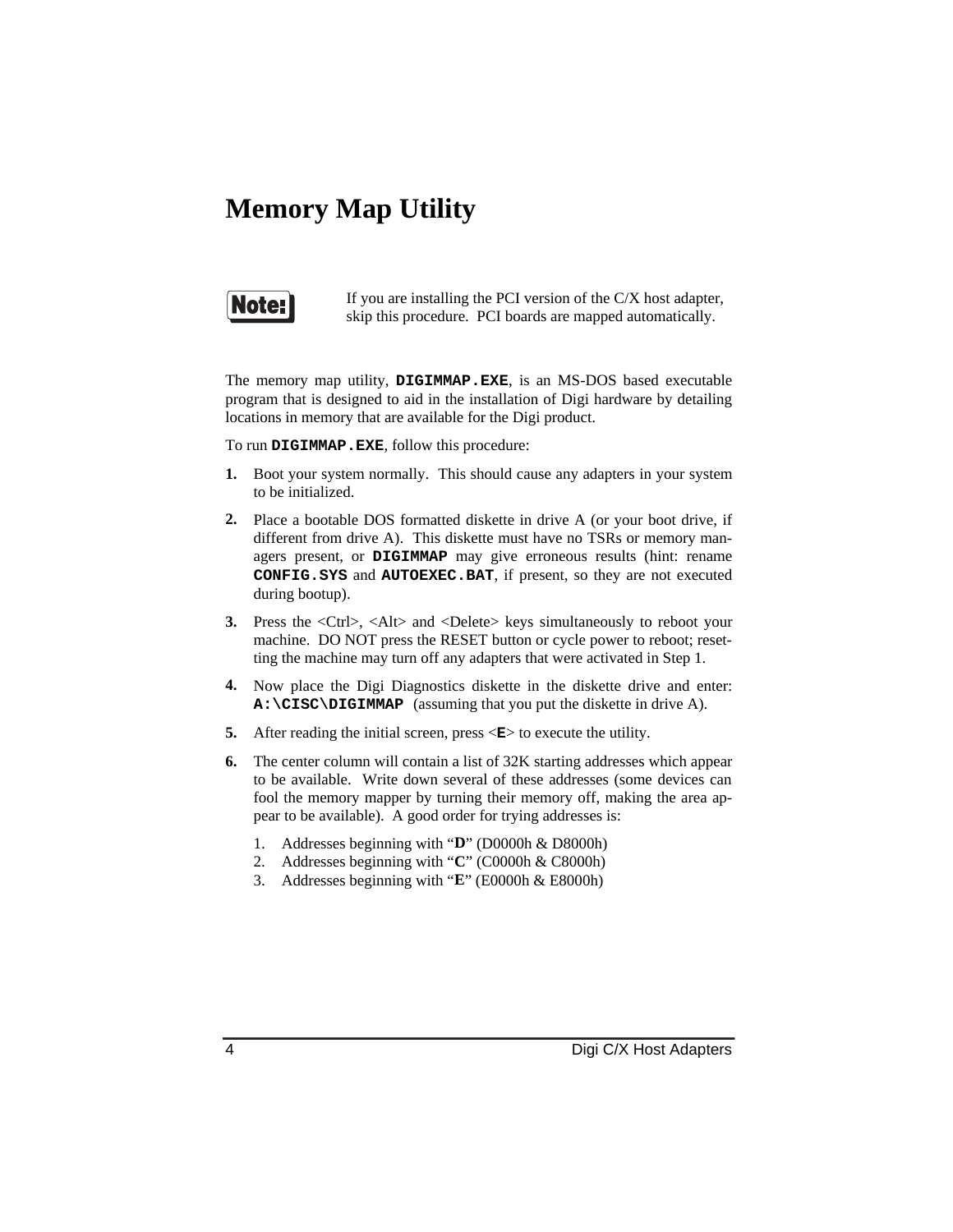# Memory Map Utility

**Note:** If you are installing the PCI version of the C/X host adapter, skip this procedure. PCI boards are mapped automatically.

The memory map utility, **`DIGIMMAP.EXE`**, is an MS-DOS based executable program that is designed to aid in the installation of Digi hardware by detailing locations in memory that are available for the Digi product.

To run **`DIGIMMAP.EXE`**, follow this procedure:

1. Boot your system normally. This should cause any adapters in your system to be initialized.
2. Place a bootable DOS formatted diskette in drive A (or your boot drive, if different from drive A). This diskette must have no TSRs or memory managers present, or **`DIGIMMAP`** may give erroneous results (hint: rename **`CONFIG.SYS`** and **`AUTOEXEC.BAT`**, if present, so they are not executed during bootup).
3. Press the <Ctrl>, <Alt> and <Delete> keys simultaneously to reboot your machine. DO NOT press the RESET button or cycle power to reboot; resetting the machine may turn off any adapters that were activated in Step 1.
4. Now place the Digi Diagnostics diskette in the diskette drive and enter: **`A:\CISC\DIGIMMAP`** (assuming that you put the diskette in drive A).
5. After reading the initial screen, press <**`E`**> to execute the utility.
6. The center column will contain a list of 32K starting addresses which appear to be available. Write down several of these addresses (some devices can fool the memory mapper by turning their memory off, making the area appear to be available). A good order for trying addresses is:
   1. Addresses beginning with "**D**" (D0000h & D8000h)
   2. Addresses beginning with "**C**" (C0000h & C8000h)
   3. Addresses beginning with "**E**" (E0000h & E8000h)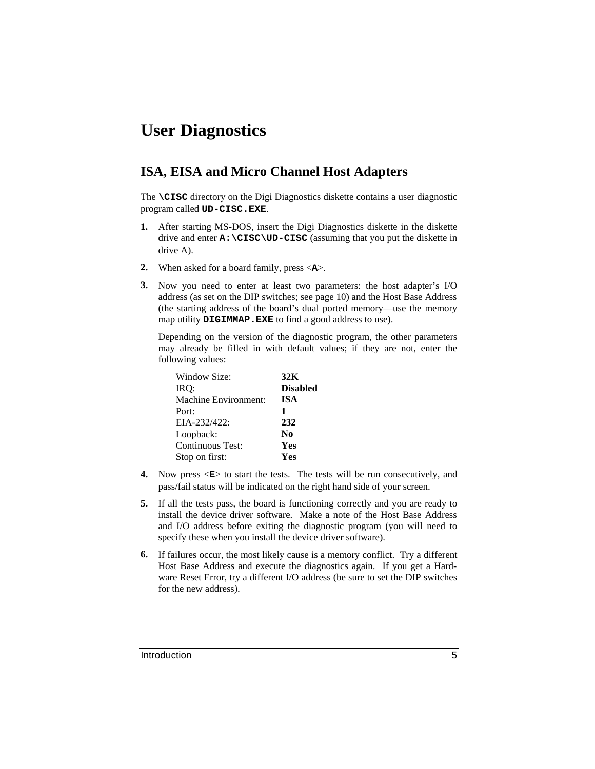# User Diagnostics

## ISA, EISA and Micro Channel Host Adapters

The **`\CISC`** directory on the Digi Diagnostics diskette contains a user diagnostic program called **`UD-CISC.EXE`**.

1. After starting MS-DOS, insert the Digi Diagnostics diskette in the diskette drive and enter **`A:\CISC\UD-CISC`** (assuming that you put the diskette in drive A).

2. When asked for a board family, press <**`A`**>.

3. Now you need to enter at least two parameters: the host adapter's I/O address (as set on the DIP switches; see page 10) and the Host Base Address (the starting address of the board's dual ported memory—use the memory map utility **`DIGIMMAP.EXE`** to find a good address to use).

   Depending on the version of the diagnostic program, the other parameters may already be filled in with default values; if they are not, enter the following values:

   | | |
   |---|---|
   | Window Size: | **32K** |
   | IRQ: | **Disabled** |
   | Machine Environment: | **ISA** |
   | Port: | **1** |
   | EIA-232/422: | **232** |
   | Loopback: | **No** |
   | Continuous Test: | **Yes** |
   | Stop on first: | **Yes** |

4. Now press <**`E`**> to start the tests. The tests will be run consecutively, and pass/fail status will be indicated on the right hand side of your screen.

5. If all the tests pass, the board is functioning correctly and you are ready to install the device driver software. Make a note of the Host Base Address and I/O address before exiting the diagnostic program (you will need to specify these when you install the device driver software).

6. If failures occur, the most likely cause is a memory conflict. Try a different Host Base Address and execute the diagnostics again. If you get a Hardware Reset Error, try a different I/O address (be sure to set the DIP switches for the new address).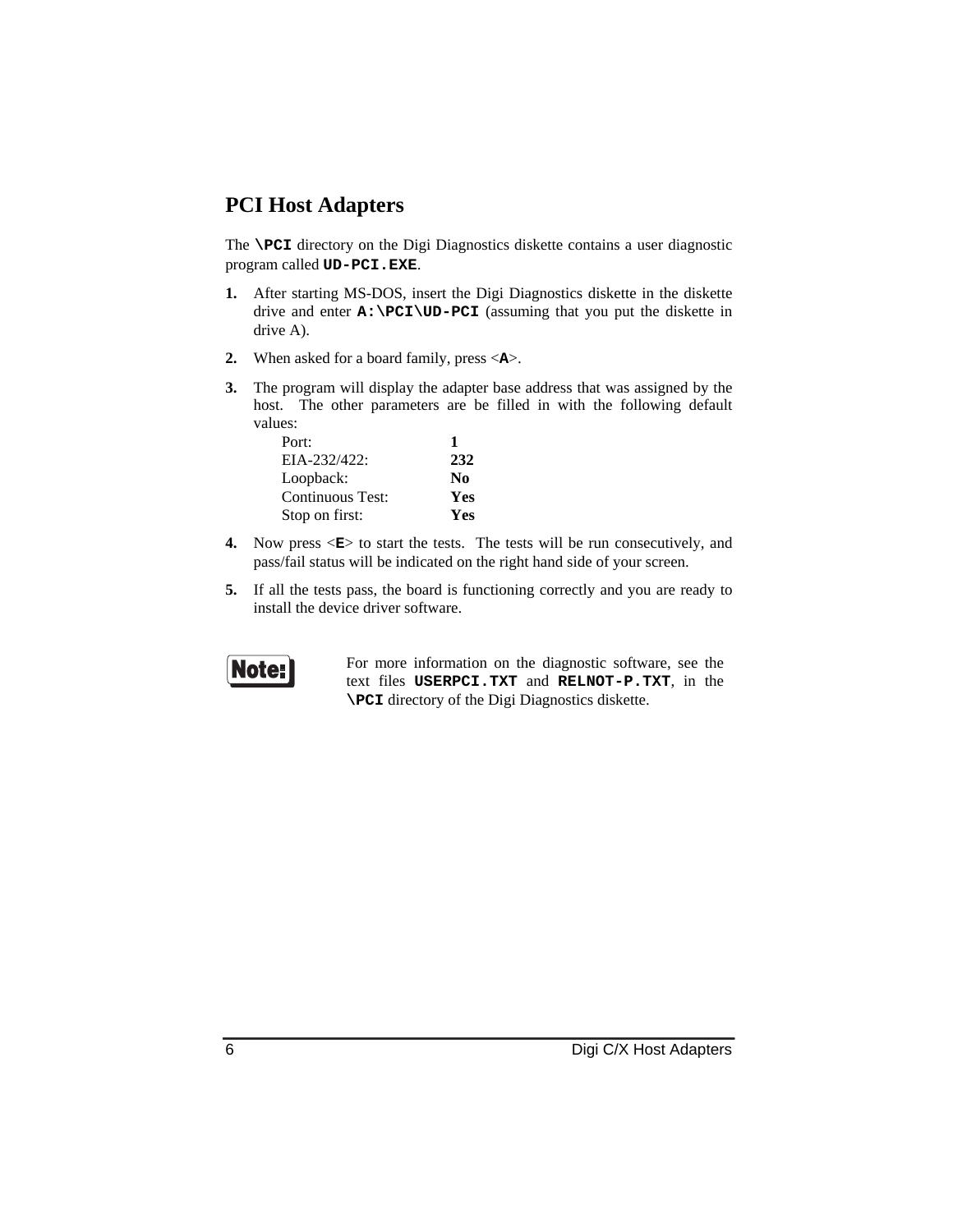## PCI Host Adapters

The **\PCI** directory on the Digi Diagnostics diskette contains a user diagnostic program called **UD-PCI.EXE**.

1. After starting MS-DOS, insert the Digi Diagnostics diskette in the diskette drive and enter **A:\PCI\UD-PCI** (assuming that you put the diskette in drive A).

2. When asked for a board family, press <**A**>.

3. The program will display the adapter base address that was assigned by the host. The other parameters are be filled in with the following default values:

| | |
|---|---|
| Port: | **1** |
| EIA-232/422: | **232** |
| Loopback: | **No** |
| Continuous Test: | **Yes** |
| Stop on first: | **Yes** |

4. Now press <**E**> to start the tests. The tests will be run consecutively, and pass/fail status will be indicated on the right hand side of your screen.

5. If all the tests pass, the board is functioning correctly and you are ready to install the device driver software.

**Note:** For more information on the diagnostic software, see the text files **USERPCI.TXT** and **RELNOT-P.TXT**, in the **\PCI** directory of the Digi Diagnostics diskette.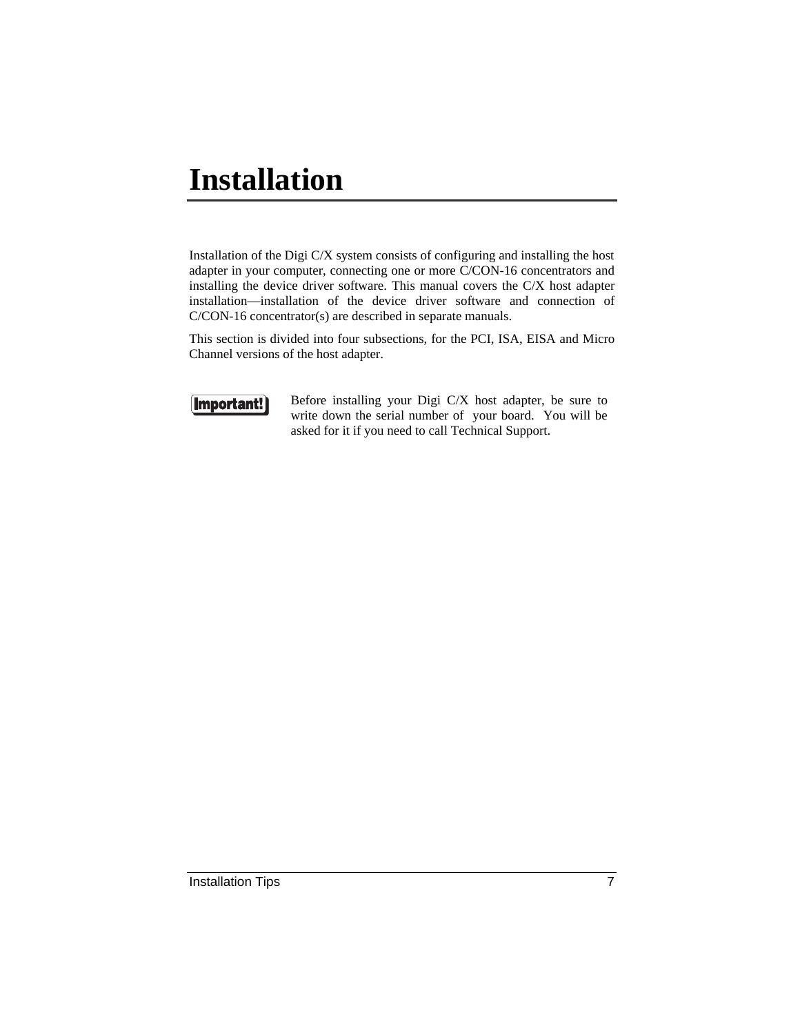# Installation

Installation of the Digi C/X system consists of configuring and installing the host adapter in your computer, connecting one or more C/CON-16 concentrators and installing the device driver software. This manual covers the C/X host adapter installation—installation of the device driver software and connection of C/CON-16 concentrator(s) are described in separate manuals.

This section is divided into four subsections, for the PCI, ISA, EISA and Micro Channel versions of the host adapter.

**Important!** Before installing your Digi C/X host adapter, be sure to write down the serial number of your board. You will be asked for it if you need to call Technical Support.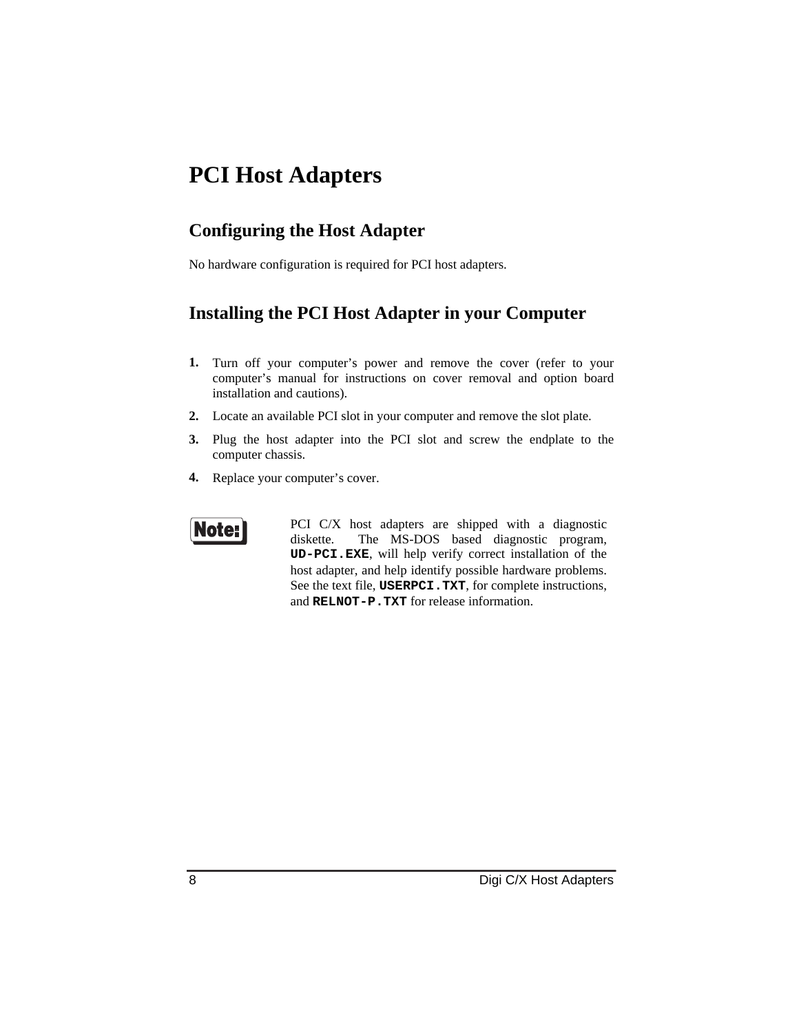# PCI Host Adapters

## Configuring the Host Adapter

No hardware configuration is required for PCI host adapters.

## Installing the PCI Host Adapter in your Computer

1. Turn off your computer's power and remove the cover (refer to your computer's manual for instructions on cover removal and option board installation and cautions).
2. Locate an available PCI slot in your computer and remove the slot plate.
3. Plug the host adapter into the PCI slot and screw the endplate to the computer chassis.
4. Replace your computer's cover.

**Note:** PCI C/X host adapters are shipped with a diagnostic diskette. The MS-DOS based diagnostic program, **`UD-PCI.EXE`**, will help verify correct installation of the host adapter, and help identify possible hardware problems. See the text file, **`USERPCI.TXT`**, for complete instructions, and **`RELNOT-P.TXT`** for release information.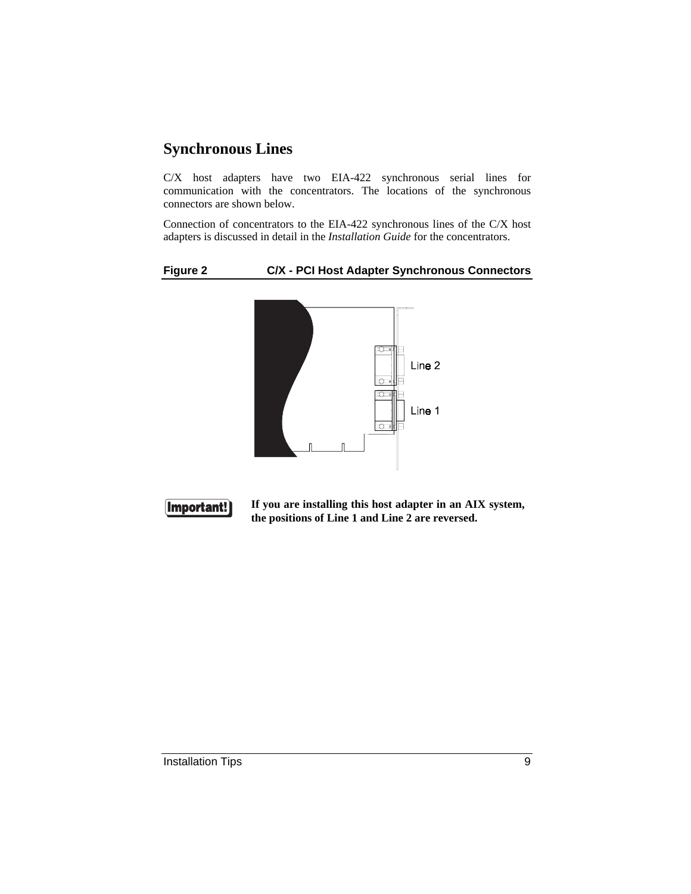## Synchronous Lines

C/X host adapters have two EIA-422 synchronous serial lines for communication with the concentrators. The locations of the synchronous connectors are shown below.

Connection of concentrators to the EIA-422 synchronous lines of the C/X host adapters is discussed in detail in the *Installation Guide* for the concentrators.

**Figure 2 C/X - PCI Host Adapter Synchronous Connectors**

Line 2

Line 1

**Important!** **If you are installing this host adapter in an AIX system, the positions of Line 1 and Line 2 are reversed.**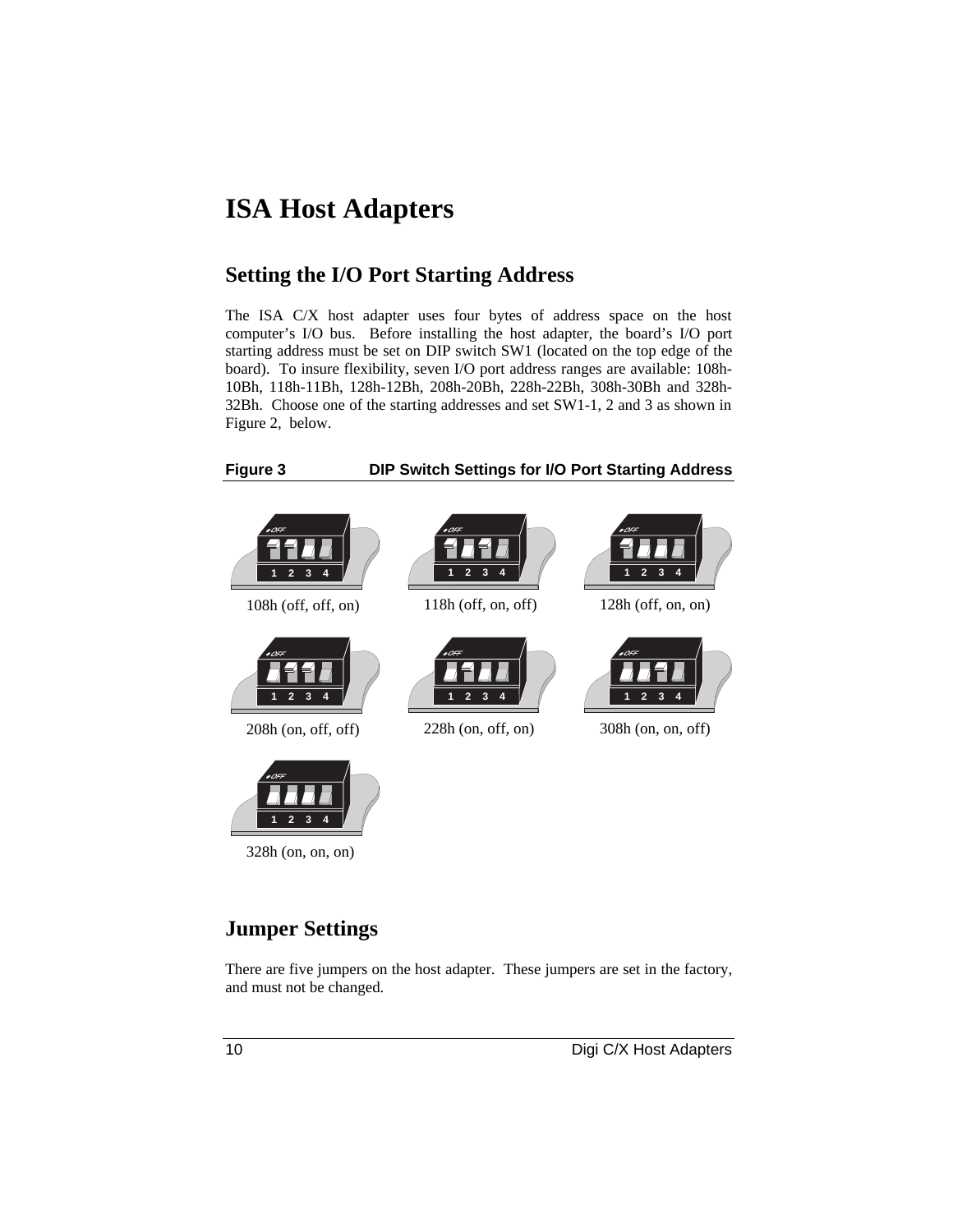# ISA Host Adapters

## Setting the I/O Port Starting Address

The ISA C/X host adapter uses four bytes of address space on the host computer's I/O bus. Before installing the host adapter, the board's I/O port starting address must be set on DIP switch SW1 (located on the top edge of the board). To insure flexibility, seven I/O port address ranges are available: 108h-10Bh, 118h-11Bh, 128h-12Bh, 208h-20Bh, 228h-22Bh, 308h-30Bh and 328h-32Bh. Choose one of the starting addresses and set SW1-1, 2 and 3 as shown in Figure 2, below.

**Figure 3 DIP Switch Settings for I/O Port Starting Address**

108h (off, off, on)

118h (off, on, off)

128h (off, on, on)

208h (on, off, off)

228h (on, off, on)

308h (on, on, off)

328h (on, on, on)

## Jumper Settings

There are five jumpers on the host adapter. These jumpers are set in the factory, and must not be changed.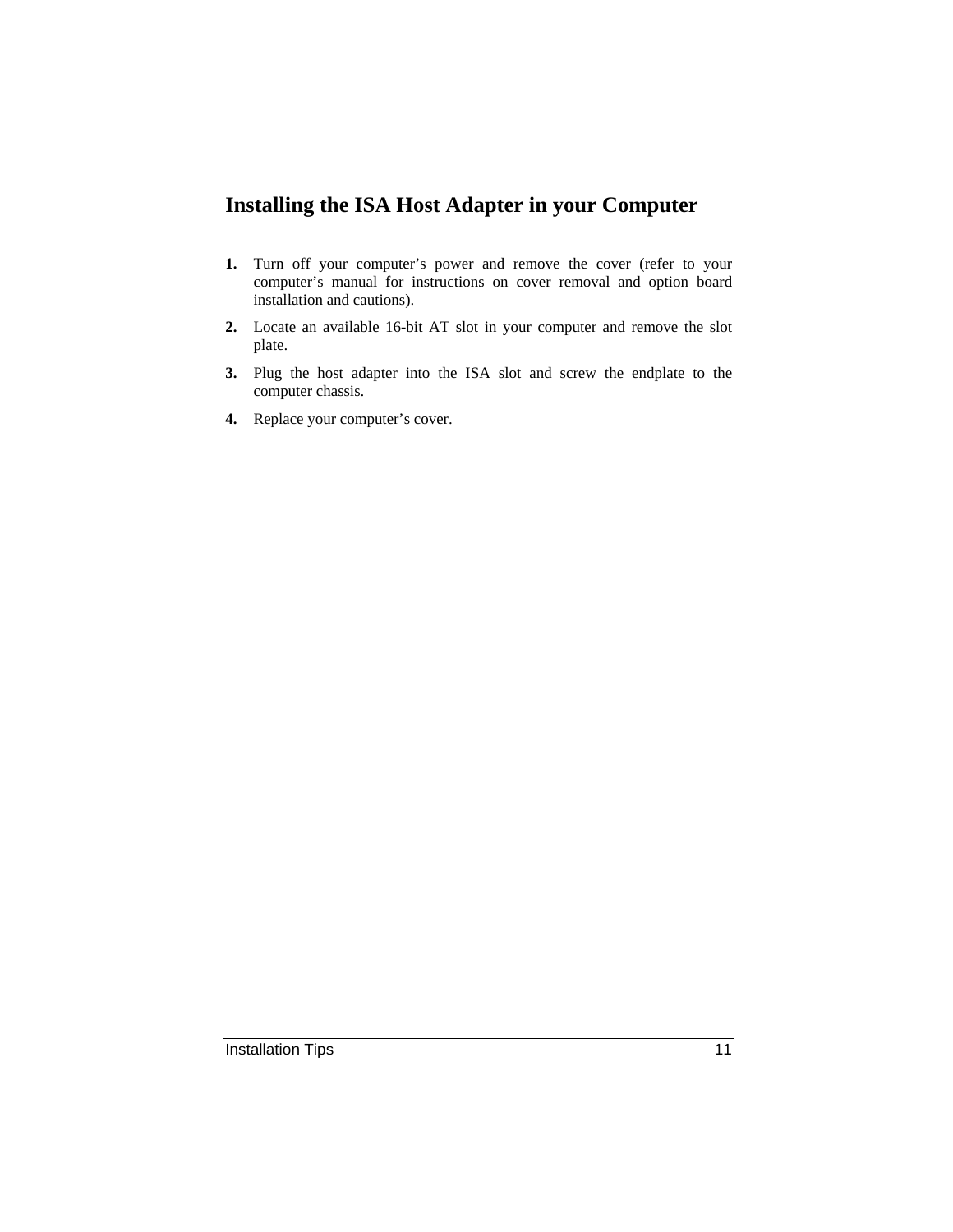## Installing the ISA Host Adapter in your Computer

1. Turn off your computer's power and remove the cover (refer to your computer's manual for instructions on cover removal and option board installation and cautions).
2. Locate an available 16-bit AT slot in your computer and remove the slot plate.
3. Plug the host adapter into the ISA slot and screw the endplate to the computer chassis.
4. Replace your computer's cover.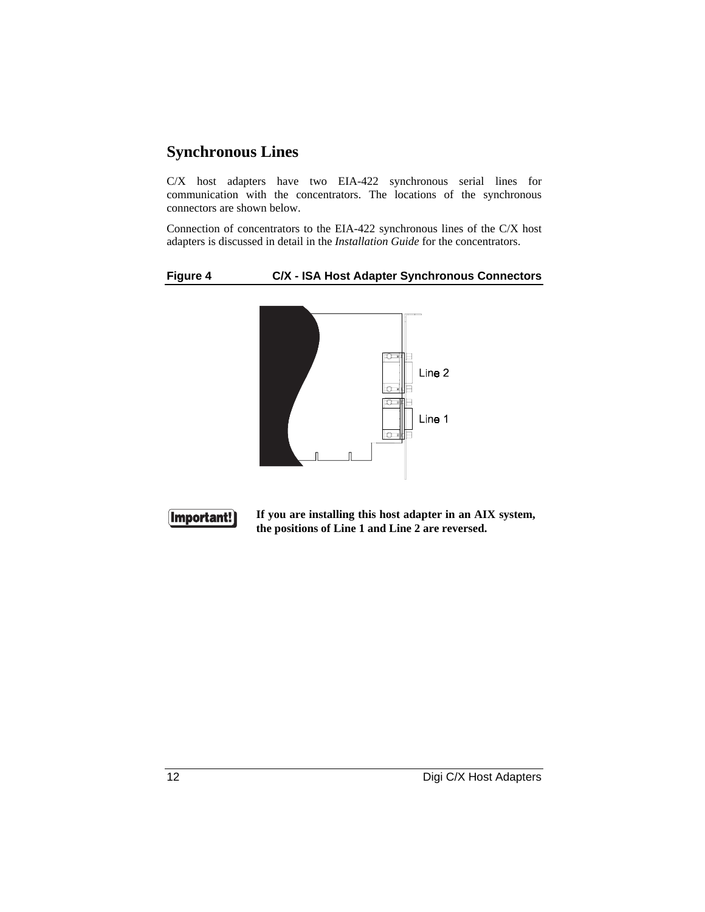## Synchronous Lines

C/X host adapters have two EIA-422 synchronous serial lines for communication with the concentrators. The locations of the synchronous connectors are shown below.

Connection of concentrators to the EIA-422 synchronous lines of the C/X host adapters is discussed in detail in the *Installation Guide* for the concentrators.

**Figure 4 C/X - ISA Host Adapter Synchronous Connectors**

Line 2

Line 1

**Important!** **If you are installing this host adapter in an AIX system, the positions of Line 1 and Line 2 are reversed.**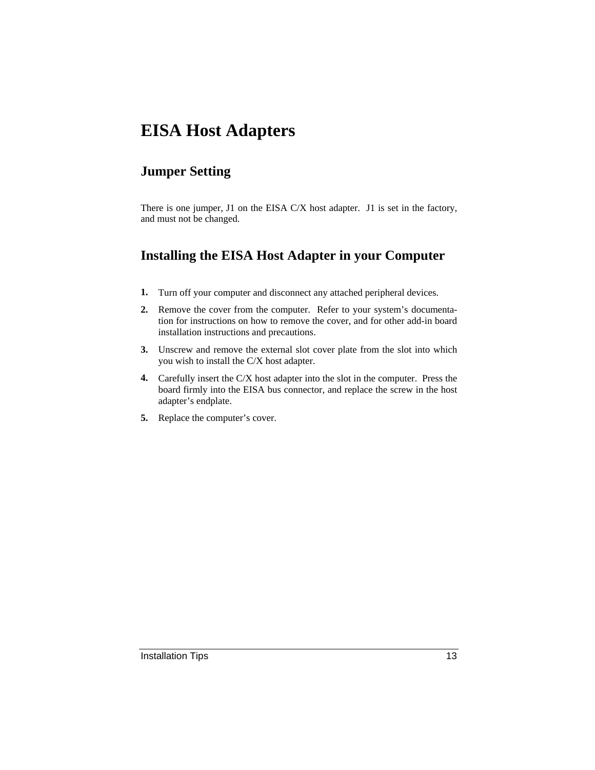# EISA Host Adapters

## Jumper Setting

There is one jumper, J1 on the EISA C/X host adapter. J1 is set in the factory, and must not be changed.

## Installing the EISA Host Adapter in your Computer

1. Turn off your computer and disconnect any attached peripheral devices.
2. Remove the cover from the computer. Refer to your system's documentation for instructions on how to remove the cover, and for other add-in board installation instructions and precautions.
3. Unscrew and remove the external slot cover plate from the slot into which you wish to install the C/X host adapter.
4. Carefully insert the C/X host adapter into the slot in the computer. Press the board firmly into the EISA bus connector, and replace the screw in the host adapter's endplate.
5. Replace the computer's cover.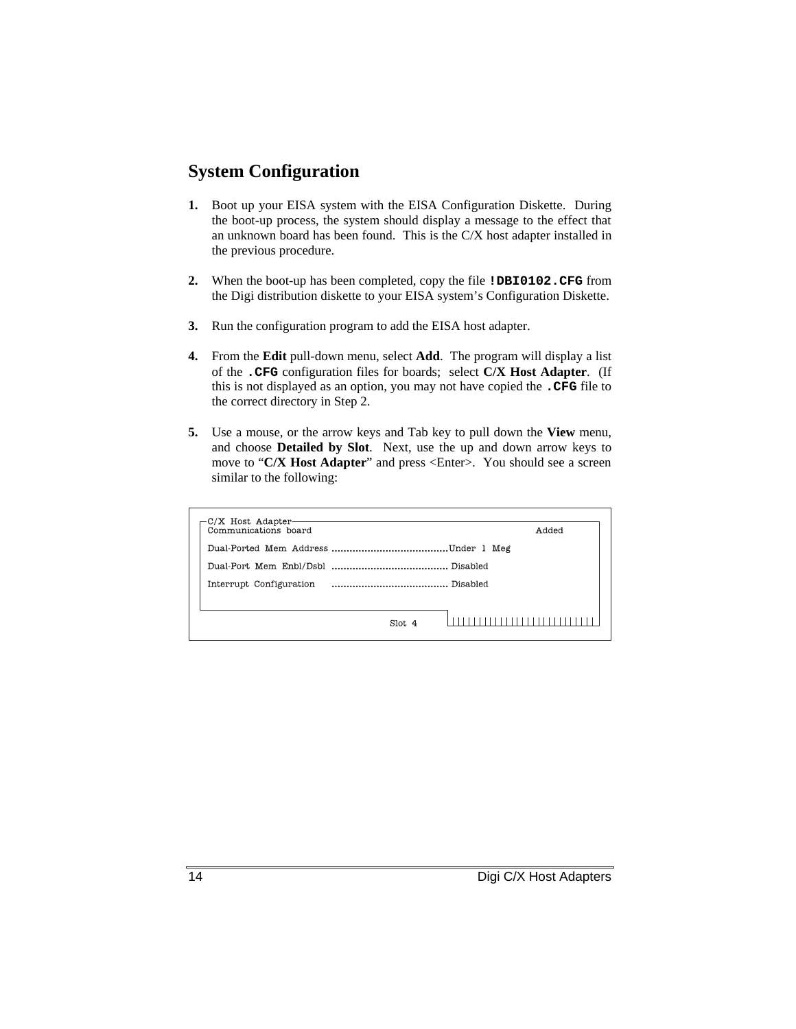## System Configuration

1. Boot up your EISA system with the EISA Configuration Diskette. During the boot-up process, the system should display a message to the effect that an unknown board has been found. This is the C/X host adapter installed in the previous procedure.

2. When the boot-up has been completed, copy the file **`!DBI0102.CFG`** from the Digi distribution diskette to your EISA system's Configuration Diskette.

3. Run the configuration program to add the EISA host adapter.

4. From the **Edit** pull-down menu, select **Add**. The program will display a list of the **`.CFG`** configuration files for boards; select **C/X Host Adapter**. (If this is not displayed as an option, you may not have copied the **`.CFG`** file to the correct directory in Step 2.

5. Use a mouse, or the arrow keys and Tab key to pull down the **View** menu, and choose **Detailed by Slot**. Next, use the up and down arrow keys to move to "**C/X Host Adapter**" and press <Enter>. You should see a screen similar to the following:

```
C/X Host Adapter
Communications board                                          Added

Dual-Ported Mem Address .......................................Under 1 Meg

Dual-Port Mem Enbl/Dsbl  ....................................... Disabled

Interrupt Configuration   ....................................... Disabled


                                        Slot 4
```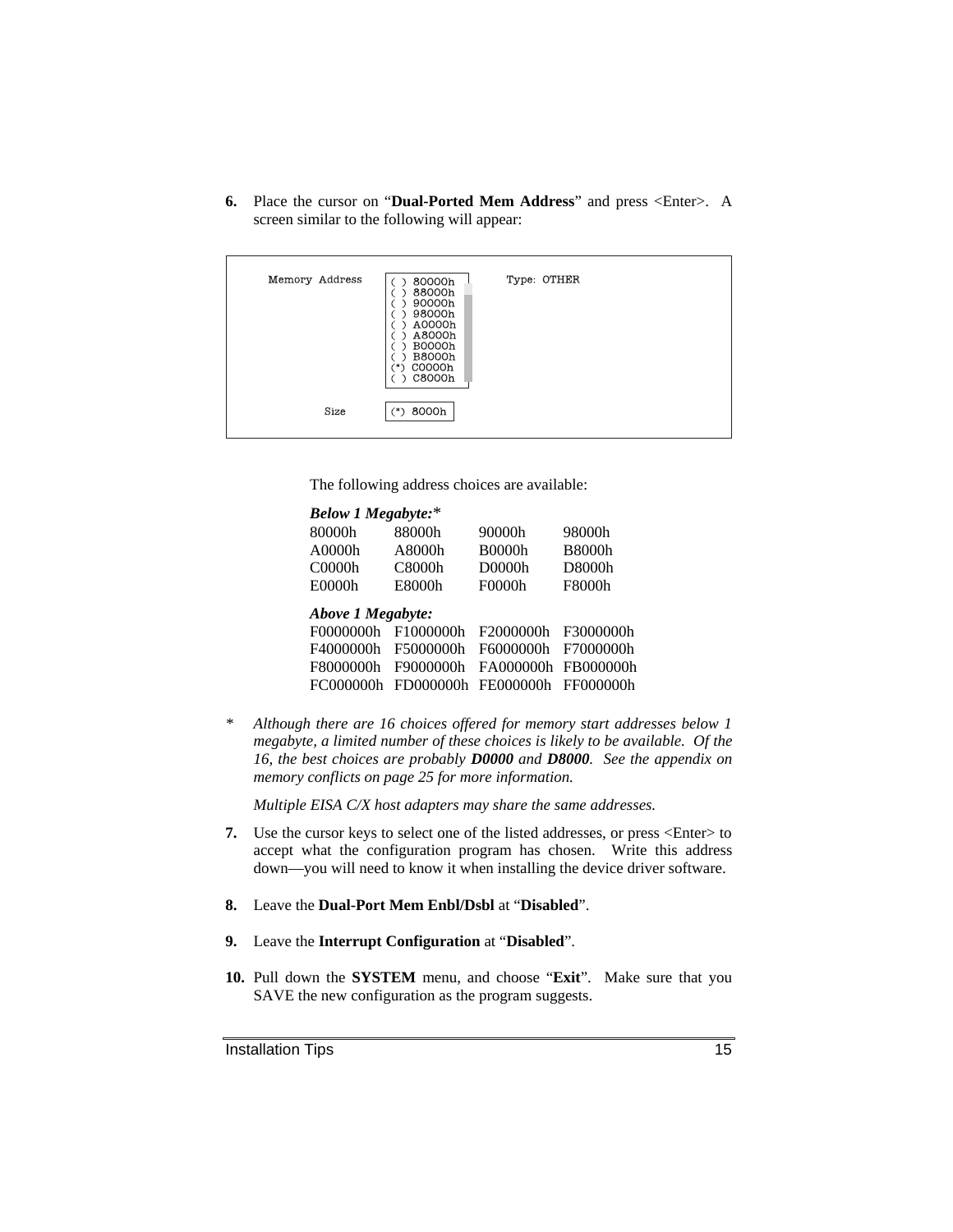6. Place the cursor on "**Dual-Ported Mem Address**" and press <Enter>. A screen similar to the following will appear:

```
Memory Address     ( ) 80000h        Type: OTHER
                   ( ) 88000h
                   ( ) 90000h
                   ( ) 98000h
                   ( ) A0000h
                   ( ) A8000h
                   ( ) B0000h
                   ( ) B8000h
                   (*) C0000h
                   ( ) C8000h

         Size      (*) 8000h
```

The following address choices are available:

***Below 1 Megabyte:****

| | | | |
|---|---|---|---|
| 80000h | 88000h | 90000h | 98000h |
| A0000h | A8000h | B0000h | B8000h |
| C0000h | C8000h | D0000h | D8000h |
| E0000h | E8000h | F0000h | F8000h |

***Above 1 Megabyte:***

| | | | |
|---|---|---|---|
| F0000000h | F1000000h | F2000000h | F3000000h |
| F4000000h | F5000000h | F6000000h | F7000000h |
| F8000000h | F9000000h | FA000000h | FB000000h |
| FC000000h | FD000000h | FE000000h | FF000000h |

\* *Although there are 16 choices offered for memory start addresses below 1 megabyte, a limited number of these choices is likely to be available. Of the 16, the best choices are probably **D0000** and **D8000**. See the appendix on memory conflicts on page 25 for more information.*

*Multiple EISA C/X host adapters may share the same addresses.*

7. Use the cursor keys to select one of the listed addresses, or press <Enter> to accept what the configuration program has chosen. Write this address down—you will need to know it when installing the device driver software.

8. Leave the **Dual-Port Mem Enbl/Dsbl** at "**Disabled**".

9. Leave the **Interrupt Configuration** at "**Disabled**".

10. Pull down the **SYSTEM** menu, and choose "**Exit**". Make sure that you SAVE the new configuration as the program suggests.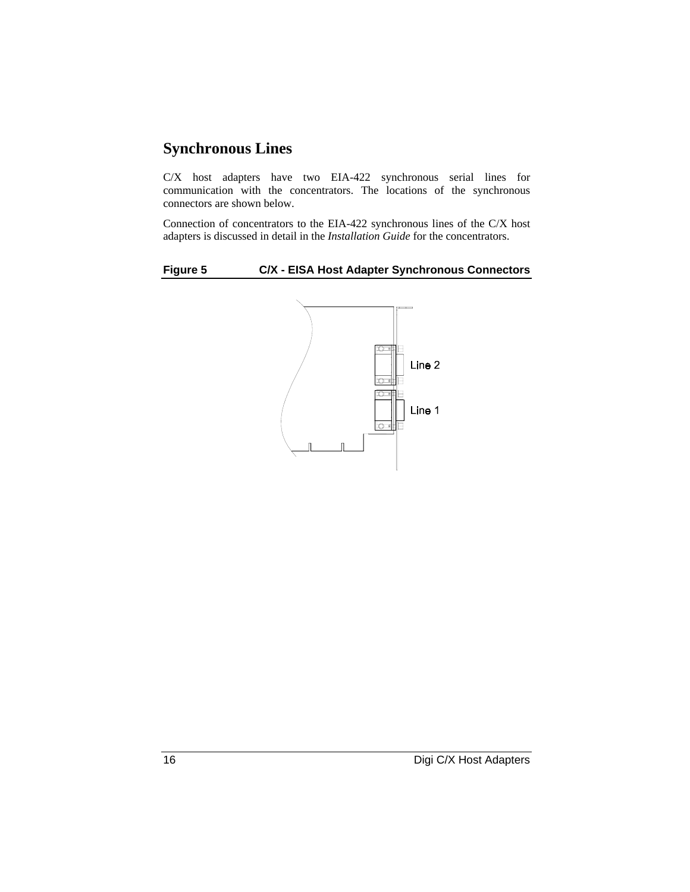## Synchronous Lines

C/X host adapters have two EIA-422 synchronous serial lines for communication with the concentrators. The locations of the synchronous connectors are shown below.

Connection of concentrators to the EIA-422 synchronous lines of the C/X host adapters is discussed in detail in the *Installation Guide* for the concentrators.

**Figure 5 C/X - EISA Host Adapter Synchronous Connectors**

Line 2

Line 1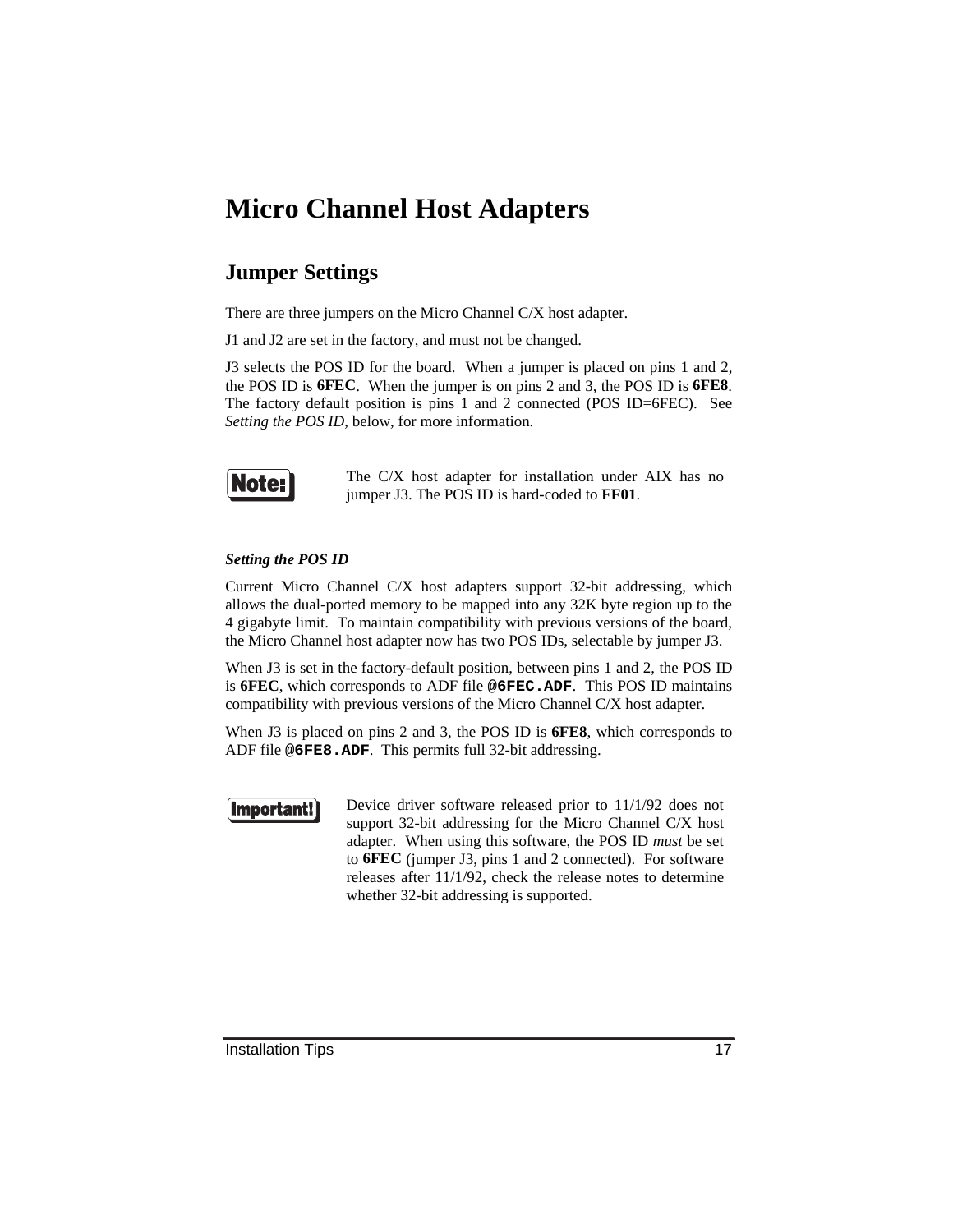# Micro Channel Host Adapters

## Jumper Settings

There are three jumpers on the Micro Channel C/X host adapter.

J1 and J2 are set in the factory, and must not be changed.

J3 selects the POS ID for the board. When a jumper is placed on pins 1 and 2, the POS ID is **6FEC**. When the jumper is on pins 2 and 3, the POS ID is **6FE8**. The factory default position is pins 1 and 2 connected (POS ID=6FEC). See *Setting the POS ID*, below, for more information.

**Note:** The C/X host adapter for installation under AIX has no jumper J3. The POS ID is hard-coded to **FF01**.

### *Setting the POS ID*

Current Micro Channel C/X host adapters support 32-bit addressing, which allows the dual-ported memory to be mapped into any 32K byte region up to the 4 gigabyte limit. To maintain compatibility with previous versions of the board, the Micro Channel host adapter now has two POS IDs, selectable by jumper J3.

When J3 is set in the factory-default position, between pins 1 and 2, the POS ID is **6FEC**, which corresponds to ADF file **`@6FEC.ADF`**. This POS ID maintains compatibility with previous versions of the Micro Channel C/X host adapter.

When J3 is placed on pins 2 and 3, the POS ID is **6FE8**, which corresponds to ADF file **`@6FE8.ADF`**. This permits full 32-bit addressing.

**Important!** Device driver software released prior to 11/1/92 does not support 32-bit addressing for the Micro Channel C/X host adapter. When using this software, the POS ID *must* be set to **6FEC** (jumper J3, pins 1 and 2 connected). For software releases after 11/1/92, check the release notes to determine whether 32-bit addressing is supported.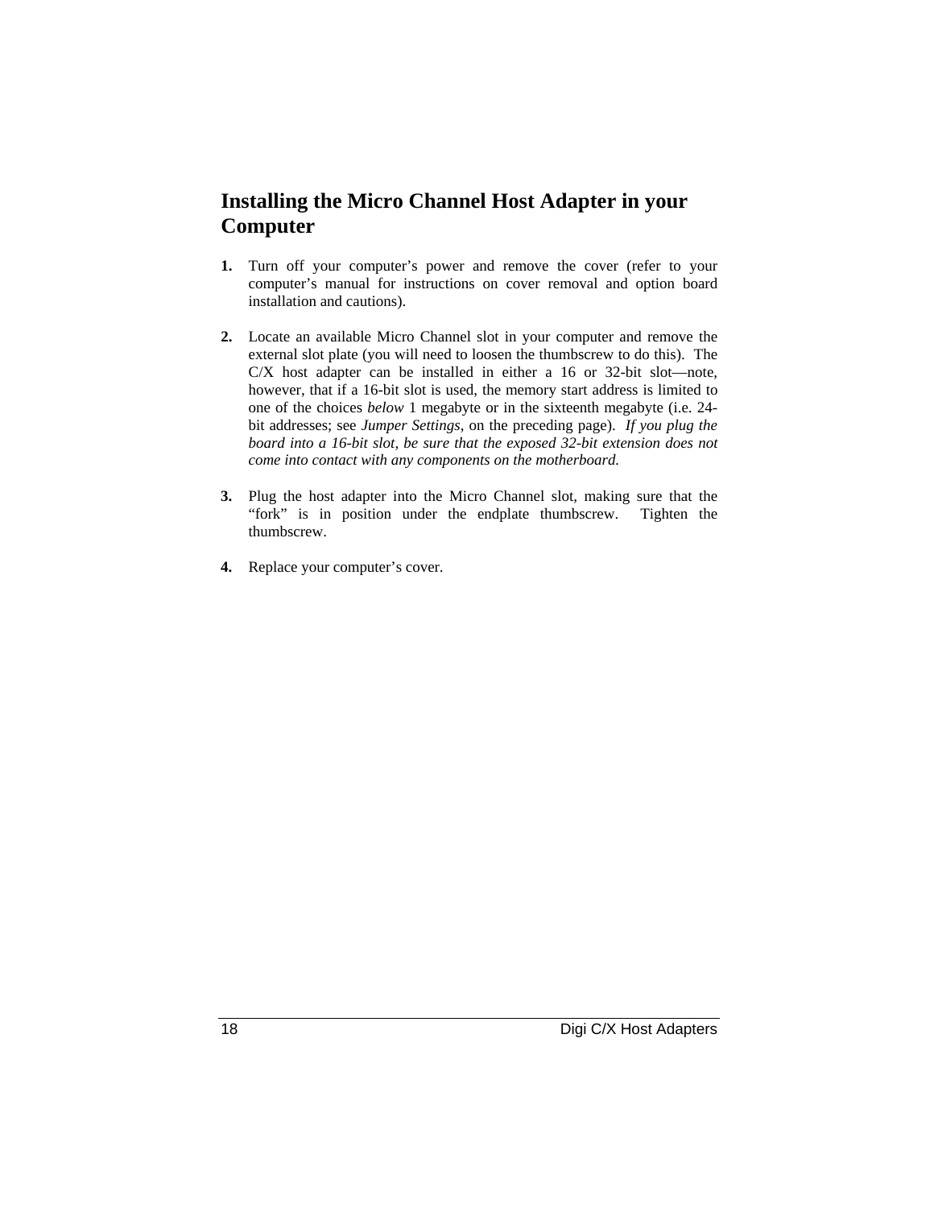## Installing the Micro Channel Host Adapter in your Computer

1. Turn off your computer's power and remove the cover (refer to your computer's manual for instructions on cover removal and option board installation and cautions).

2. Locate an available Micro Channel slot in your computer and remove the external slot plate (you will need to loosen the thumbscrew to do this). The C/X host adapter can be installed in either a 16 or 32-bit slot—note, however, that if a 16-bit slot is used, the memory start address is limited to one of the choices *below* 1 megabyte or in the sixteenth megabyte (i.e. 24-bit addresses; see *Jumper Settings*, on the preceding page). *If you plug the board into a 16-bit slot, be sure that the exposed 32-bit extension does not come into contact with any components on the motherboard.*

3. Plug the host adapter into the Micro Channel slot, making sure that the "fork" is in position under the endplate thumbscrew. Tighten the thumbscrew.

4. Replace your computer's cover.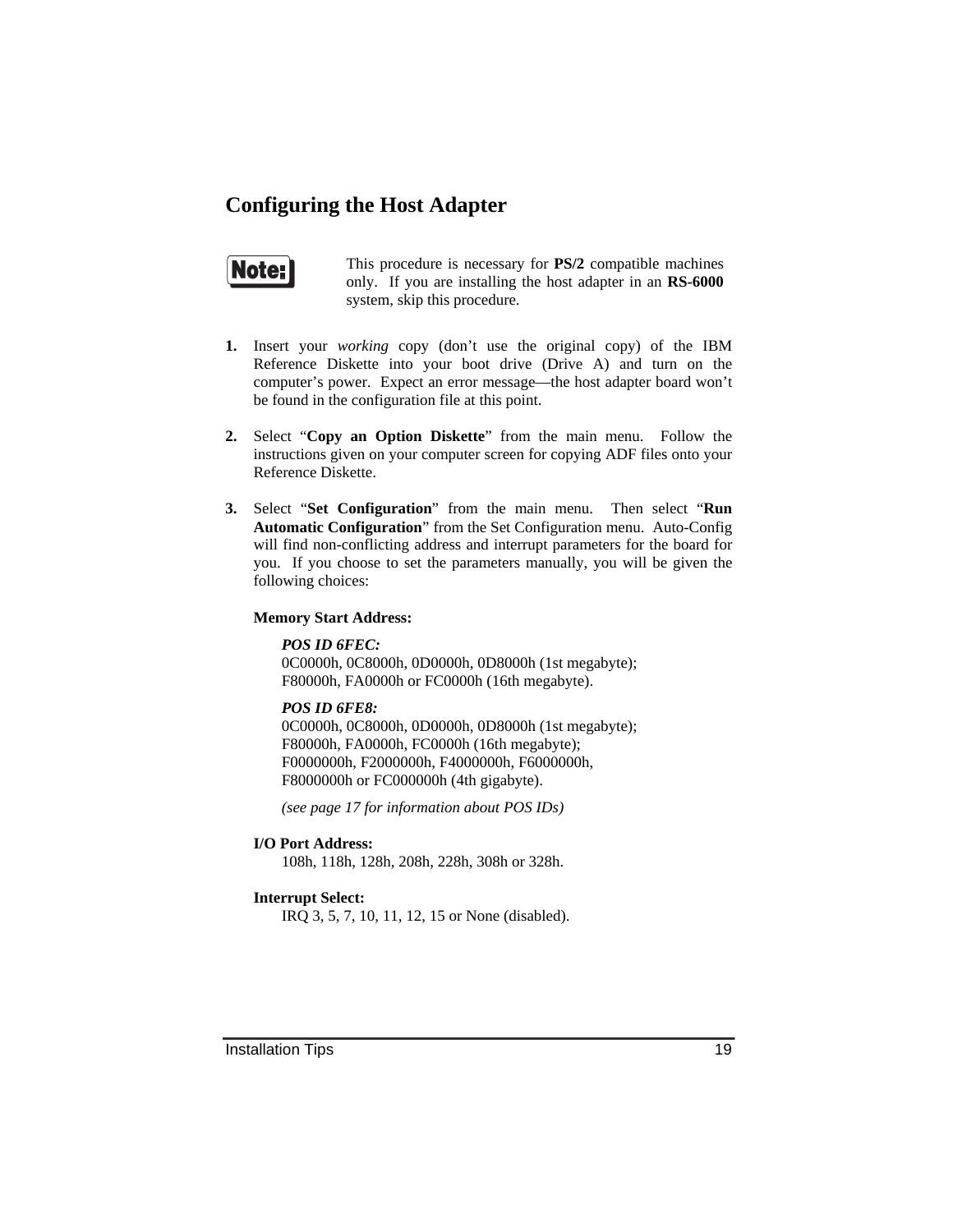## Configuring the Host Adapter

**Note:** This procedure is necessary for **PS/2** compatible machines only. If you are installing the host adapter in an **RS-6000** system, skip this procedure.

1. Insert your *working* copy (don't use the original copy) of the IBM Reference Diskette into your boot drive (Drive A) and turn on the computer's power. Expect an error message—the host adapter board won't be found in the configuration file at this point.

2. Select "**Copy an Option Diskette**" from the main menu. Follow the instructions given on your computer screen for copying ADF files onto your Reference Diskette.

3. Select "**Set Configuration**" from the main menu. Then select "**Run Automatic Configuration**" from the Set Configuration menu. Auto-Config will find non-conflicting address and interrupt parameters for the board for you. If you choose to set the parameters manually, you will be given the following choices:

   **Memory Start Address:**

   ***POS ID 6FEC:***
   0C0000h, 0C8000h, 0D0000h, 0D8000h (1st megabyte);
   F80000h, FA0000h or FC0000h (16th megabyte).

   ***POS ID 6FE8:***
   0C0000h, 0C8000h, 0D0000h, 0D8000h (1st megabyte);
   F80000h, FA0000h, FC0000h (16th megabyte);
   F0000000h, F2000000h, F4000000h, F6000000h,
   F8000000h or FC000000h (4th gigabyte).

   *(see page 17 for information about POS IDs)*

   **I/O Port Address:**
   108h, 118h, 128h, 208h, 228h, 308h or 328h.

   **Interrupt Select:**
   IRQ 3, 5, 7, 10, 11, 12, 15 or None (disabled).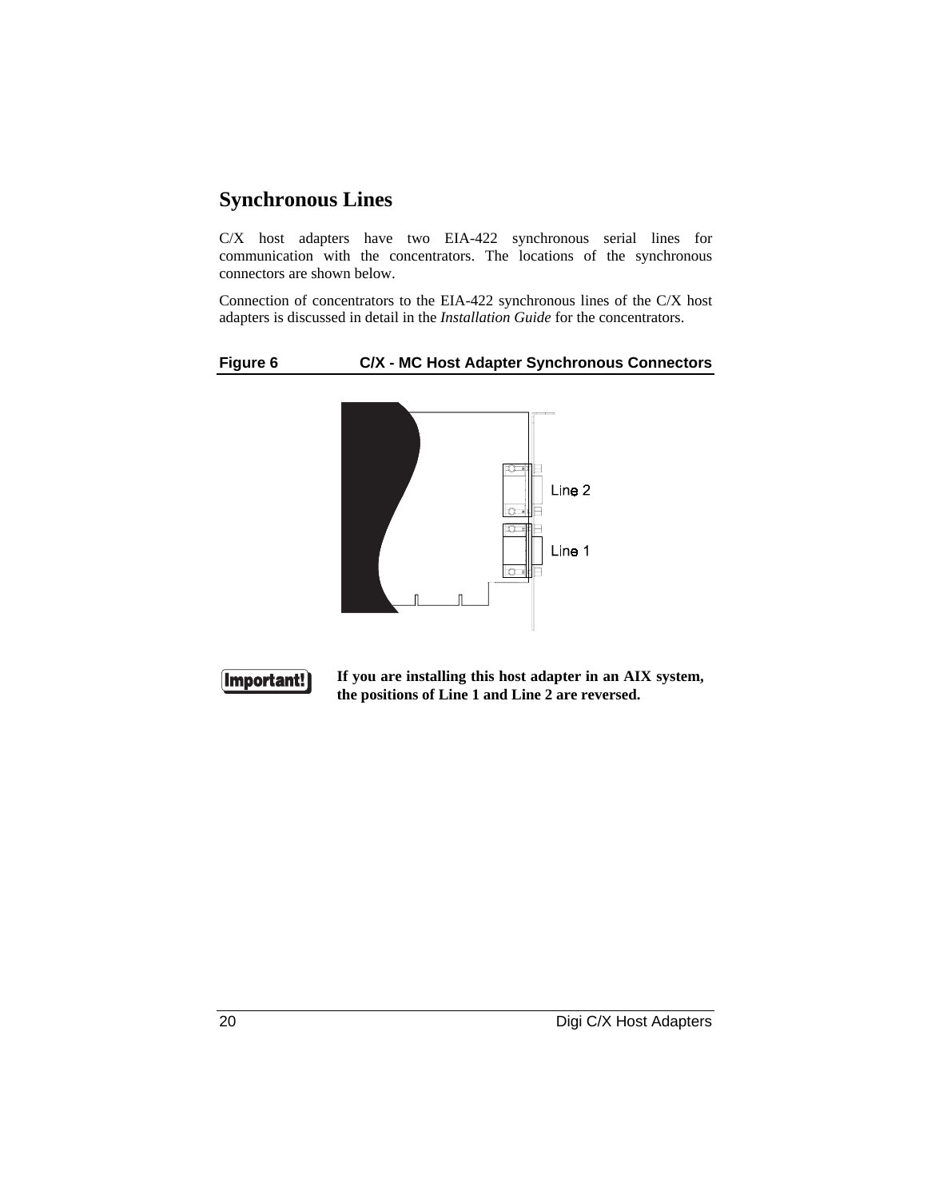## Synchronous Lines

C/X host adapters have two EIA-422 synchronous serial lines for communication with the concentrators. The locations of the synchronous connectors are shown below.

Connection of concentrators to the EIA-422 synchronous lines of the C/X host adapters is discussed in detail in the *Installation Guide* for the concentrators.

**Figure 6 C/X - MC Host Adapter Synchronous Connectors**

Line 2

Line 1

**Important!** **If you are installing this host adapter in an AIX system, the positions of Line 1 and Line 2 are reversed.**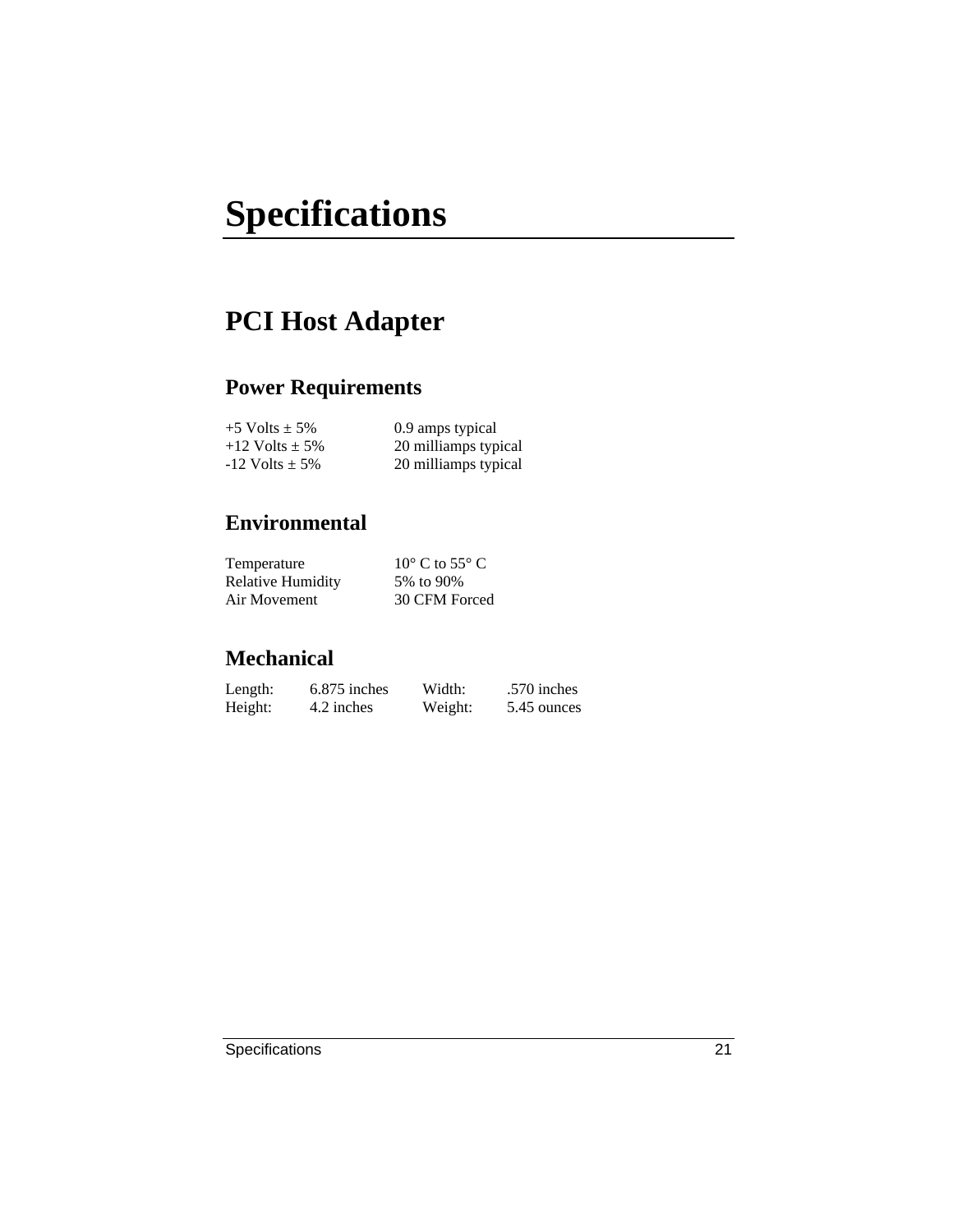# Specifications

## PCI Host Adapter

### Power Requirements

| | |
|---|---|
| +5 Volts ± 5% | 0.9 amps typical |
| +12 Volts ± 5% | 20 milliamps typical |
| -12 Volts ± 5% | 20 milliamps typical |

### Environmental

| | |
|---|---|
| Temperature | 10° C to 55° C |
| Relative Humidity | 5% to 90% |
| Air Movement | 30 CFM Forced |

### Mechanical

| | | | |
|---|---|---|---|
| Length: | 6.875 inches | Width: | .570 inches |
| Height: | 4.2 inches | Weight: | 5.45 ounces |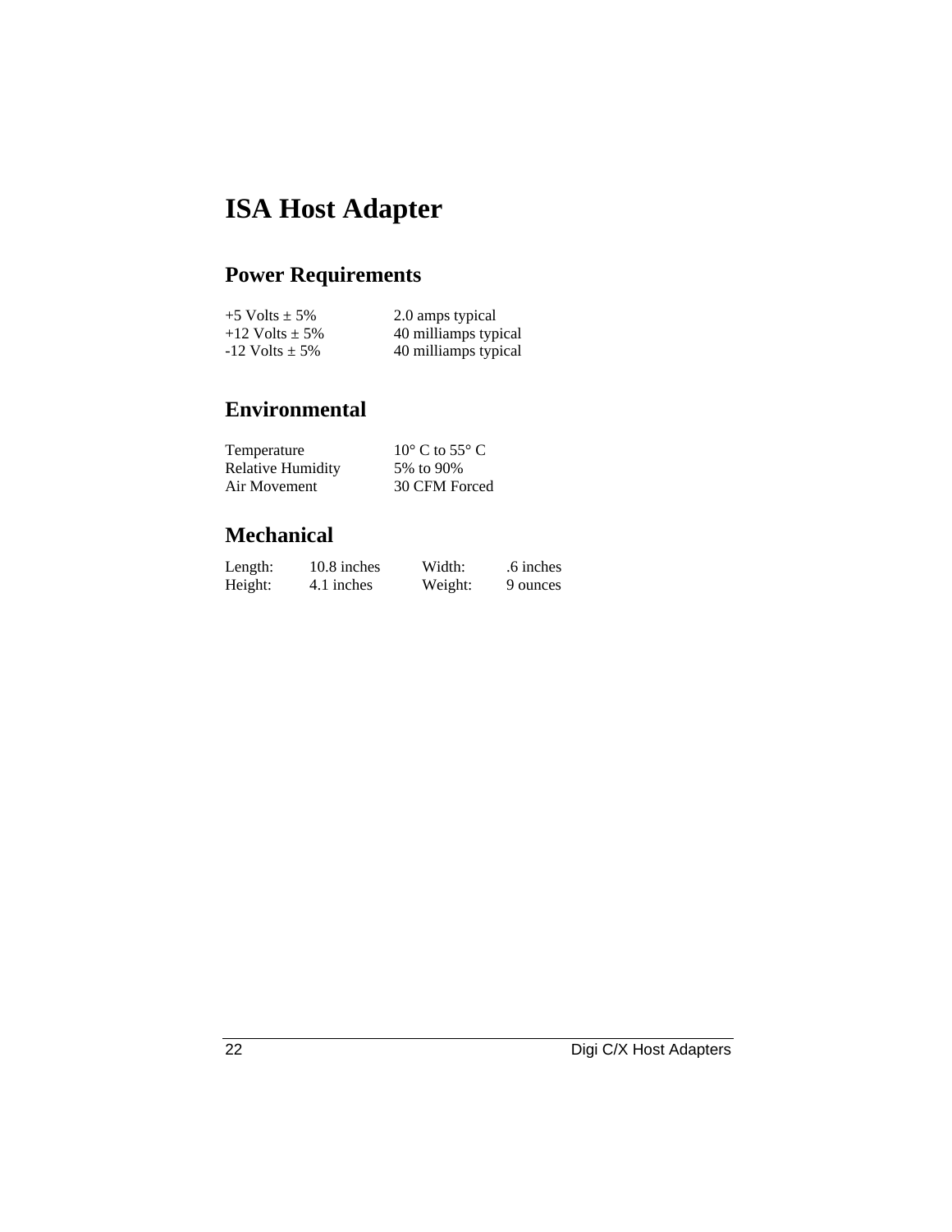# ISA Host Adapter

## Power Requirements

| | |
|---|---|
| +5 Volts ± 5% | 2.0 amps typical |
| +12 Volts ± 5% | 40 milliamps typical |
| -12 Volts ± 5% | 40 milliamps typical |

## Environmental

| | |
|---|---|
| Temperature | 10° C to 55° C |
| Relative Humidity | 5% to 90% |
| Air Movement | 30 CFM Forced |

## Mechanical

| | | | |
|---|---|---|---|
| Length: | 10.8 inches | Width: | .6 inches |
| Height: | 4.1 inches | Weight: | 9 ounces |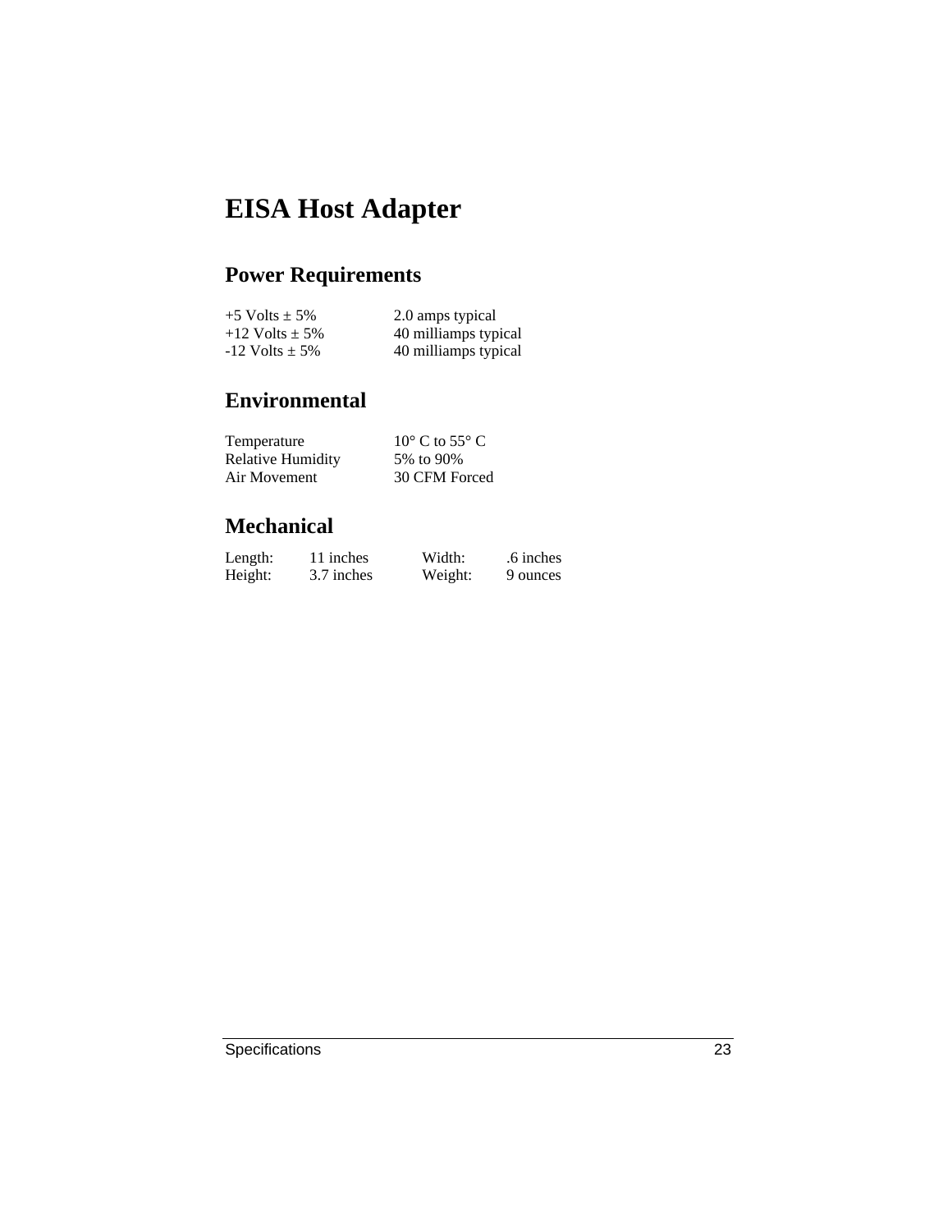# EISA Host Adapter

## Power Requirements

| | |
|---|---|
| +5 Volts ± 5% | 2.0 amps typical |
| +12 Volts ± 5% | 40 milliamps typical |
| -12 Volts ± 5% | 40 milliamps typical |

## Environmental

| | |
|---|---|
| Temperature | 10° C to 55° C |
| Relative Humidity | 5% to 90% |
| Air Movement | 30 CFM Forced |

## Mechanical

| | | | |
|---|---|---|---|
| Length: | 11 inches | Width: | .6 inches |
| Height: | 3.7 inches | Weight: | 9 ounces |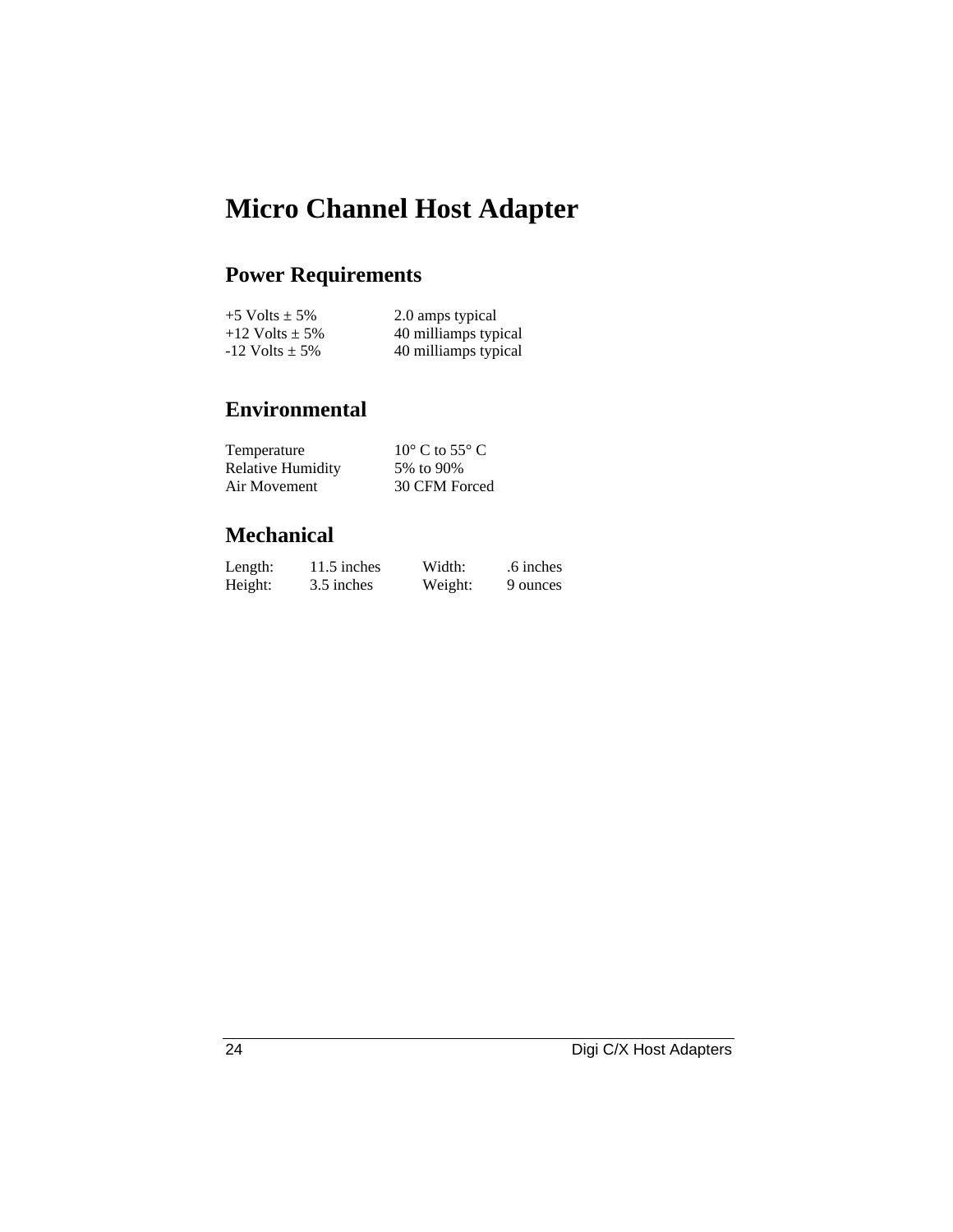# Micro Channel Host Adapter

## Power Requirements

| | |
|---|---|
| +5 Volts ± 5% | 2.0 amps typical |
| +12 Volts ± 5% | 40 milliamps typical |
| -12 Volts ± 5% | 40 milliamps typical |

## Environmental

| | |
|---|---|
| Temperature | 10° C to 55° C |
| Relative Humidity | 5% to 90% |
| Air Movement | 30 CFM Forced |

## Mechanical

| | | | |
|---|---|---|---|
| Length: | 11.5 inches | Width: | .6 inches |
| Height: | 3.5 inches | Weight: | 9 ounces |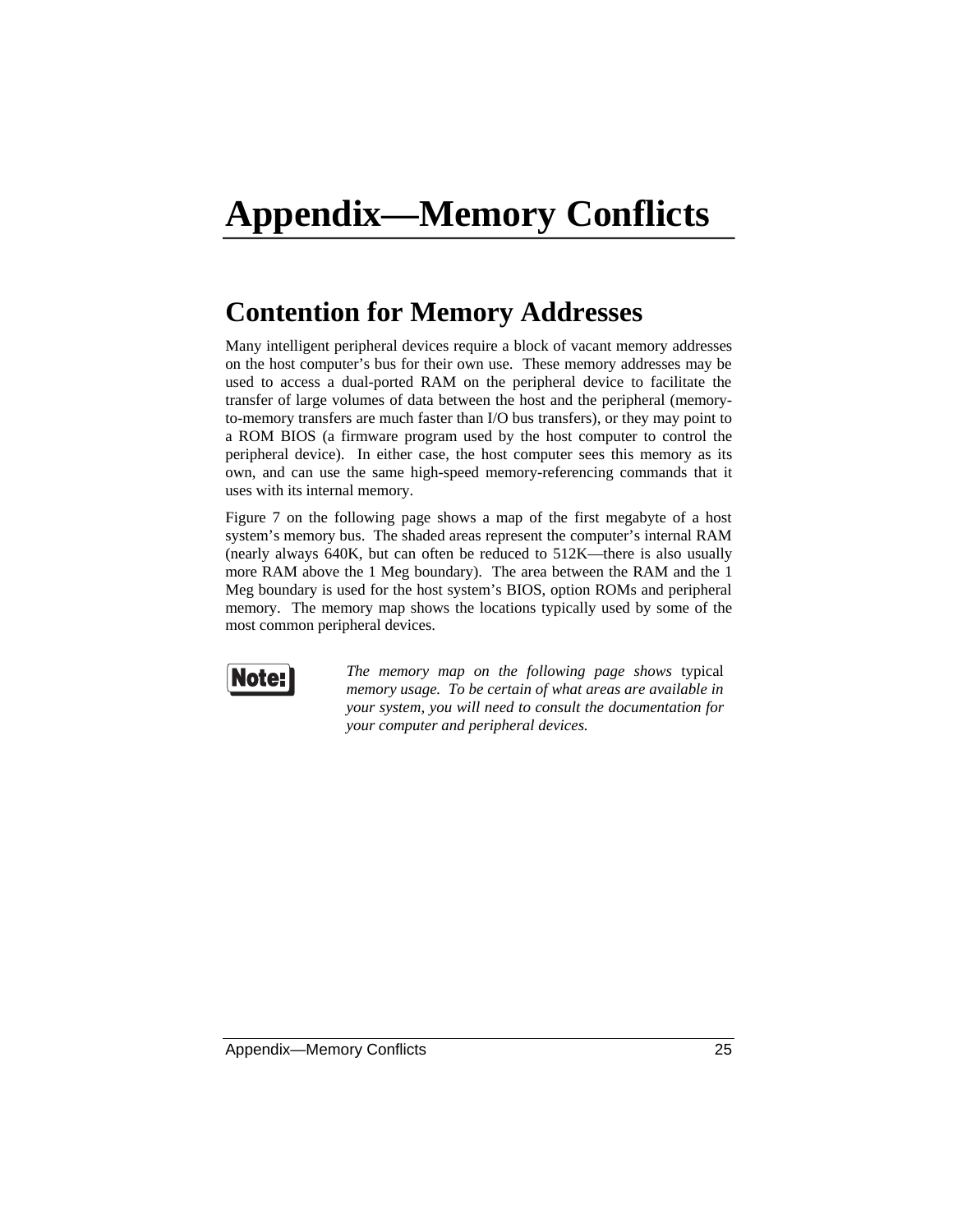# Appendix—Memory Conflicts

## Contention for Memory Addresses

Many intelligent peripheral devices require a block of vacant memory addresses on the host computer's bus for their own use. These memory addresses may be used to access a dual-ported RAM on the peripheral device to facilitate the transfer of large volumes of data between the host and the peripheral (memory-to-memory transfers are much faster than I/O bus transfers), or they may point to a ROM BIOS (a firmware program used by the host computer to control the peripheral device). In either case, the host computer sees this memory as its own, and can use the same high-speed memory-referencing commands that it uses with its internal memory.

Figure 7 on the following page shows a map of the first megabyte of a host system's memory bus. The shaded areas represent the computer's internal RAM (nearly always 640K, but can often be reduced to 512K—there is also usually more RAM above the 1 Meg boundary). The area between the RAM and the 1 Meg boundary is used for the host system's BIOS, option ROMs and peripheral memory. The memory map shows the locations typically used by some of the most common peripheral devices.

**Note:** *The memory map on the following page shows* typical *memory usage. To be certain of what areas are available in your system, you will need to consult the documentation for your computer and peripheral devices.*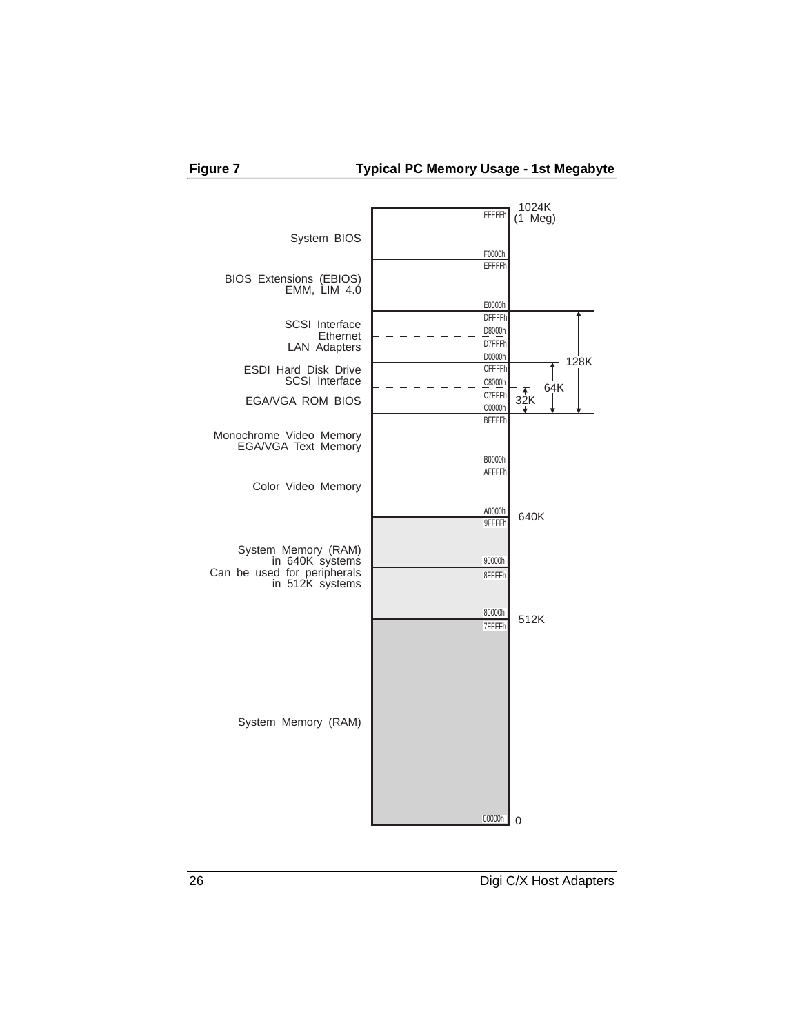**Figure 7** **Typical PC Memory Usage - 1st Megabyte**

| Usage | Address Range | |
|---|---|---|
| System BIOS | F0000h – FFFFFh | 1024K (1 Meg) |
| BIOS Extensions (EBIOS) EMM, LIM 4.0 | E0000h – EFFFFh | |
| SCSI Interface Ethernet LAN Adapters | D0000h – DFFFFh (D0000h – D7FFFh, D8000h – DFFFFh) | 128K |
| ESDI Hard Disk Drive SCSI Interface | C8000h – CFFFFh | 64K |
| EGA/VGA ROM BIOS | C0000h – C7FFFh | 32K |
| Monochrome Video Memory EGA/VGA Text Memory | B0000h – BFFFFh | |
| Color Video Memory | A0000h – AFFFFh | 640K |
| System Memory (RAM) in 640K systems Can be used for peripherals in 512K systems | 80000h – 9FFFFh (80000h – 8FFFFh, 90000h – 9FFFFh) | 512K |
| System Memory (RAM) | 00000h – 7FFFFh | 0 |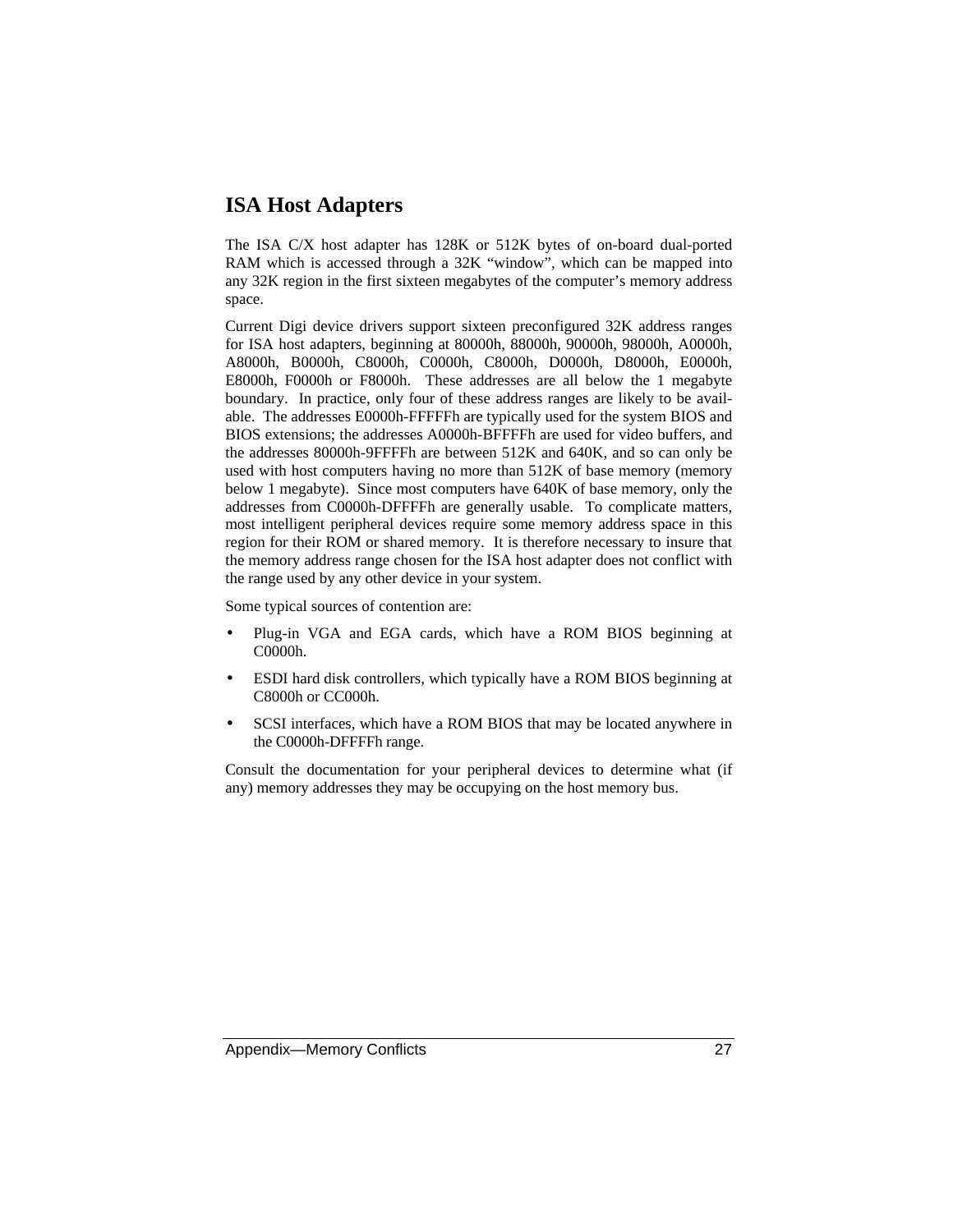## ISA Host Adapters

The ISA C/X host adapter has 128K or 512K bytes of on-board dual-ported RAM which is accessed through a 32K "window", which can be mapped into any 32K region in the first sixteen megabytes of the computer's memory address space.

Current Digi device drivers support sixteen preconfigured 32K address ranges for ISA host adapters, beginning at 80000h, 88000h, 90000h, 98000h, A0000h, A8000h, B0000h, C8000h, C0000h, C8000h, D0000h, D8000h, E0000h, E8000h, F0000h or F8000h. These addresses are all below the 1 megabyte boundary. In practice, only four of these address ranges are likely to be available. The addresses E0000h-FFFFFh are typically used for the system BIOS and BIOS extensions; the addresses A0000h-BFFFFh are used for video buffers, and the addresses 80000h-9FFFFh are between 512K and 640K, and so can only be used with host computers having no more than 512K of base memory (memory below 1 megabyte). Since most computers have 640K of base memory, only the addresses from C0000h-DFFFFh are generally usable. To complicate matters, most intelligent peripheral devices require some memory address space in this region for their ROM or shared memory. It is therefore necessary to insure that the memory address range chosen for the ISA host adapter does not conflict with the range used by any other device in your system.

Some typical sources of contention are:

- Plug-in VGA and EGA cards, which have a ROM BIOS beginning at C0000h.
- ESDI hard disk controllers, which typically have a ROM BIOS beginning at C8000h or CC000h.
- SCSI interfaces, which have a ROM BIOS that may be located anywhere in the C0000h-DFFFFh range.

Consult the documentation for your peripheral devices to determine what (if any) memory addresses they may be occupying on the host memory bus.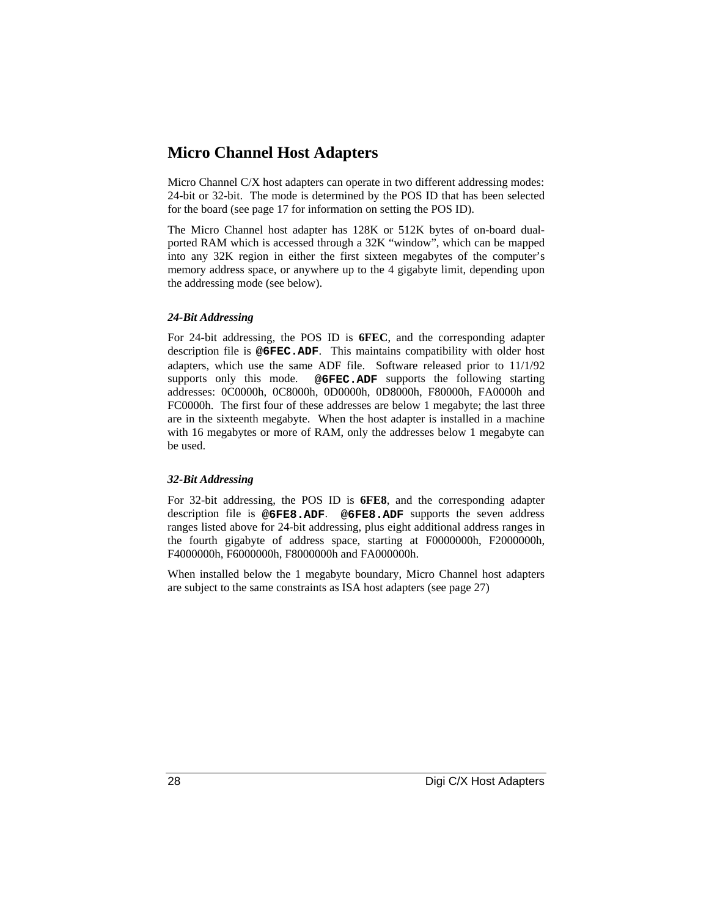## Micro Channel Host Adapters

Micro Channel C/X host adapters can operate in two different addressing modes: 24-bit or 32-bit. The mode is determined by the POS ID that has been selected for the board (see page 17 for information on setting the POS ID).

The Micro Channel host adapter has 128K or 512K bytes of on-board dual-ported RAM which is accessed through a 32K "window", which can be mapped into any 32K region in either the first sixteen megabytes of the computer's memory address space, or anywhere up to the 4 gigabyte limit, depending upon the addressing mode (see below).

### *24-Bit Addressing*

For 24-bit addressing, the POS ID is **6FEC**, and the corresponding adapter description file is **`@6FEC.ADF`**. This maintains compatibility with older host adapters, which use the same ADF file. Software released prior to 11/1/92 supports only this mode. **`@6FEC.ADF`** supports the following starting addresses: 0C0000h, 0C8000h, 0D0000h, 0D8000h, F80000h, FA0000h and FC0000h. The first four of these addresses are below 1 megabyte; the last three are in the sixteenth megabyte. When the host adapter is installed in a machine with 16 megabytes or more of RAM, only the addresses below 1 megabyte can be used.

### *32-Bit Addressing*

For 32-bit addressing, the POS ID is **6FE8**, and the corresponding adapter description file is **`@6FE8.ADF`**. **`@6FE8.ADF`** supports the seven address ranges listed above for 24-bit addressing, plus eight additional address ranges in the fourth gigabyte of address space, starting at F0000000h, F2000000h, F4000000h, F6000000h, F8000000h and FA000000h.

When installed below the 1 megabyte boundary, Micro Channel host adapters are subject to the same constraints as ISA host adapters (see page 27)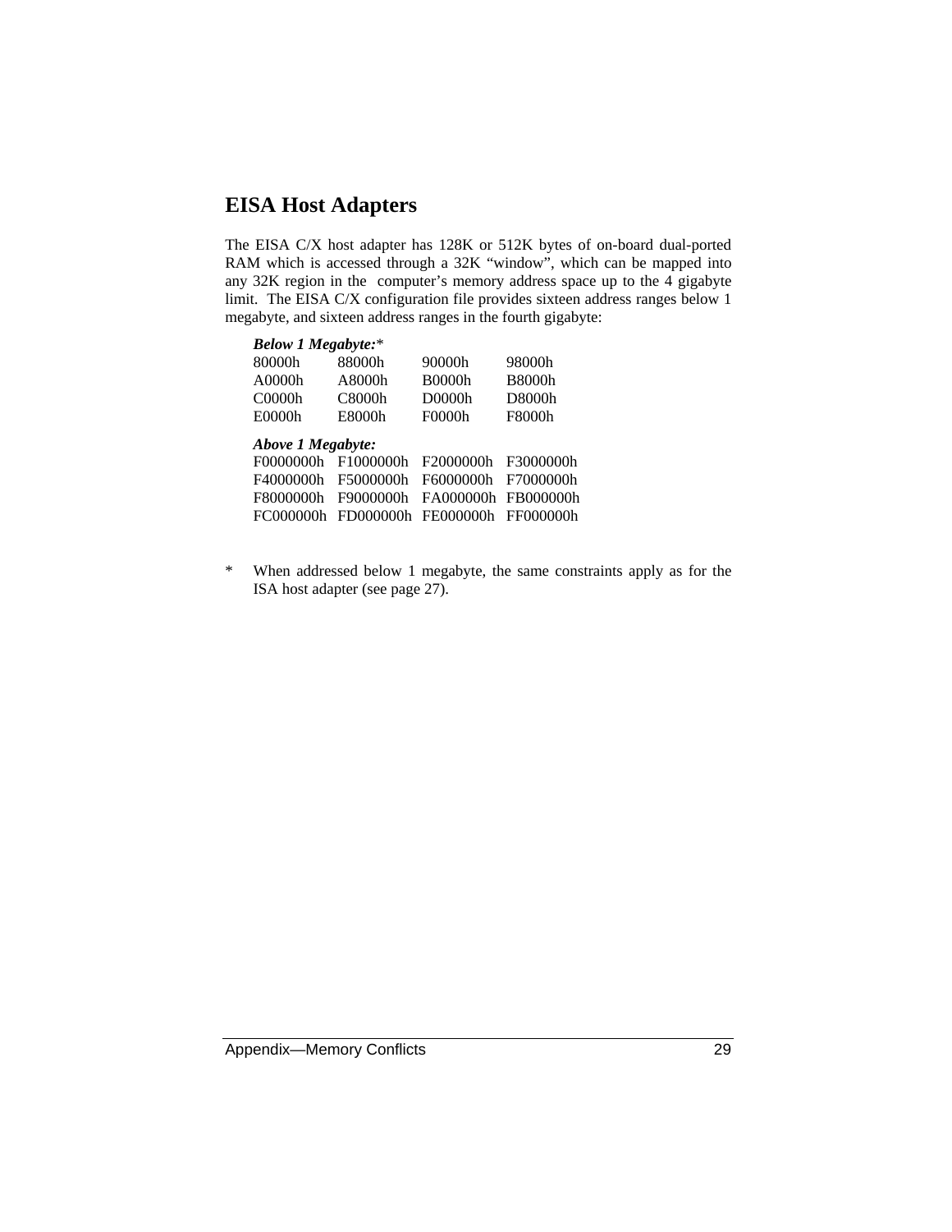## EISA Host Adapters

The EISA C/X host adapter has 128K or 512K bytes of on-board dual-ported RAM which is accessed through a 32K "window", which can be mapped into any 32K region in the computer's memory address space up to the 4 gigabyte limit. The EISA C/X configuration file provides sixteen address ranges below 1 megabyte, and sixteen address ranges in the fourth gigabyte:

***Below 1 Megabyte:****

| | | | |
|---|---|---|---|
| 80000h | 88000h | 90000h | 98000h |
| A0000h | A8000h | B0000h | B8000h |
| C0000h | C8000h | D0000h | D8000h |
| E0000h | E8000h | F0000h | F8000h |

***Above 1 Megabyte:***

| | | | |
|---|---|---|---|
| F0000000h | F1000000h | F2000000h | F3000000h |
| F4000000h | F5000000h | F6000000h | F7000000h |
| F8000000h | F9000000h | FA000000h | FB000000h |
| FC000000h | FD000000h | FE000000h | FF000000h |

\* When addressed below 1 megabyte, the same constraints apply as for the ISA host adapter (see page 27).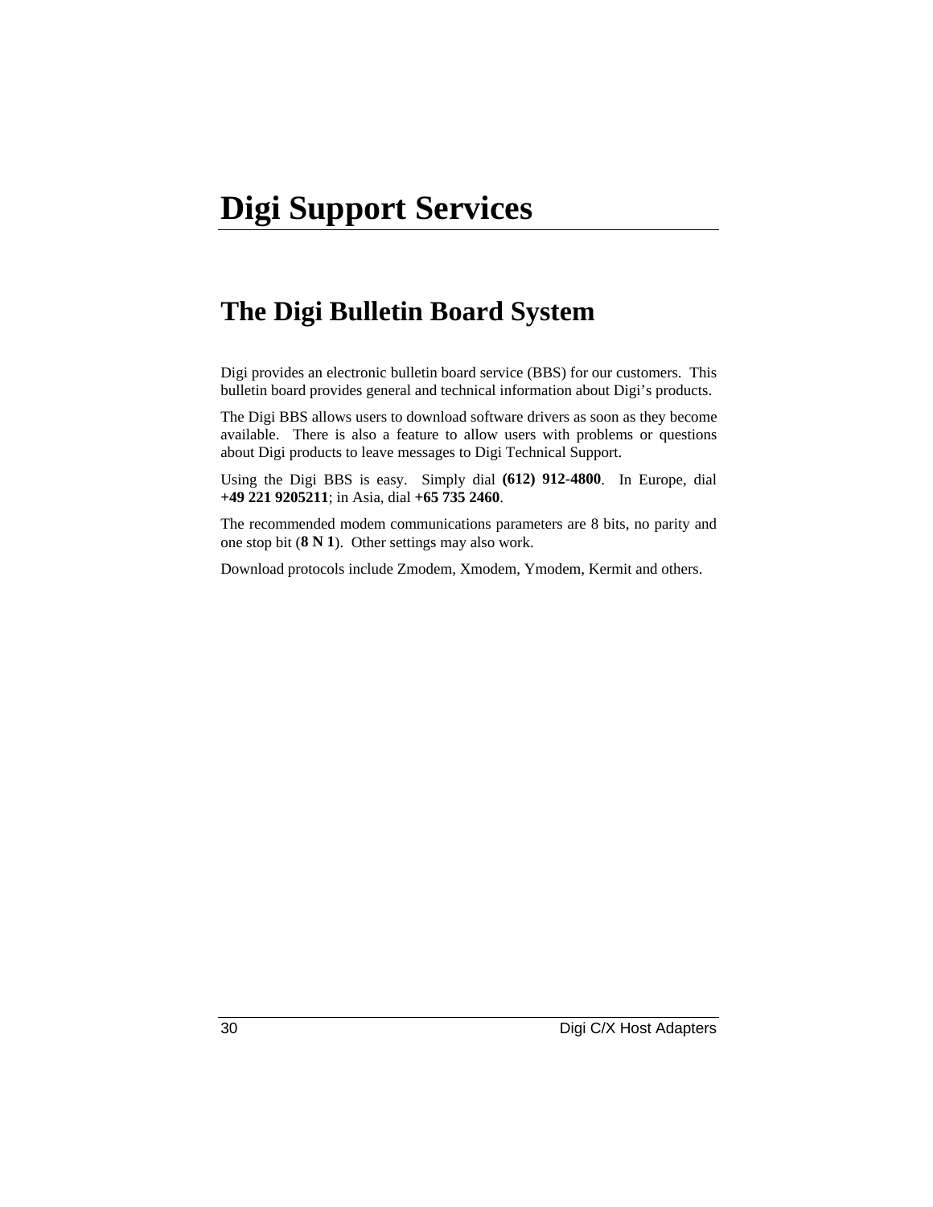# Digi Support Services

## The Digi Bulletin Board System

Digi provides an electronic bulletin board service (BBS) for our customers. This bulletin board provides general and technical information about Digi's products.

The Digi BBS allows users to download software drivers as soon as they become available. There is also a feature to allow users with problems or questions about Digi products to leave messages to Digi Technical Support.

Using the Digi BBS is easy. Simply dial **(612) 912-4800**. In Europe, dial **+49 221 9205211**; in Asia, dial **+65 735 2460**.

The recommended modem communications parameters are 8 bits, no parity and one stop bit (**8 N 1**). Other settings may also work.

Download protocols include Zmodem, Xmodem, Ymodem, Kermit and others.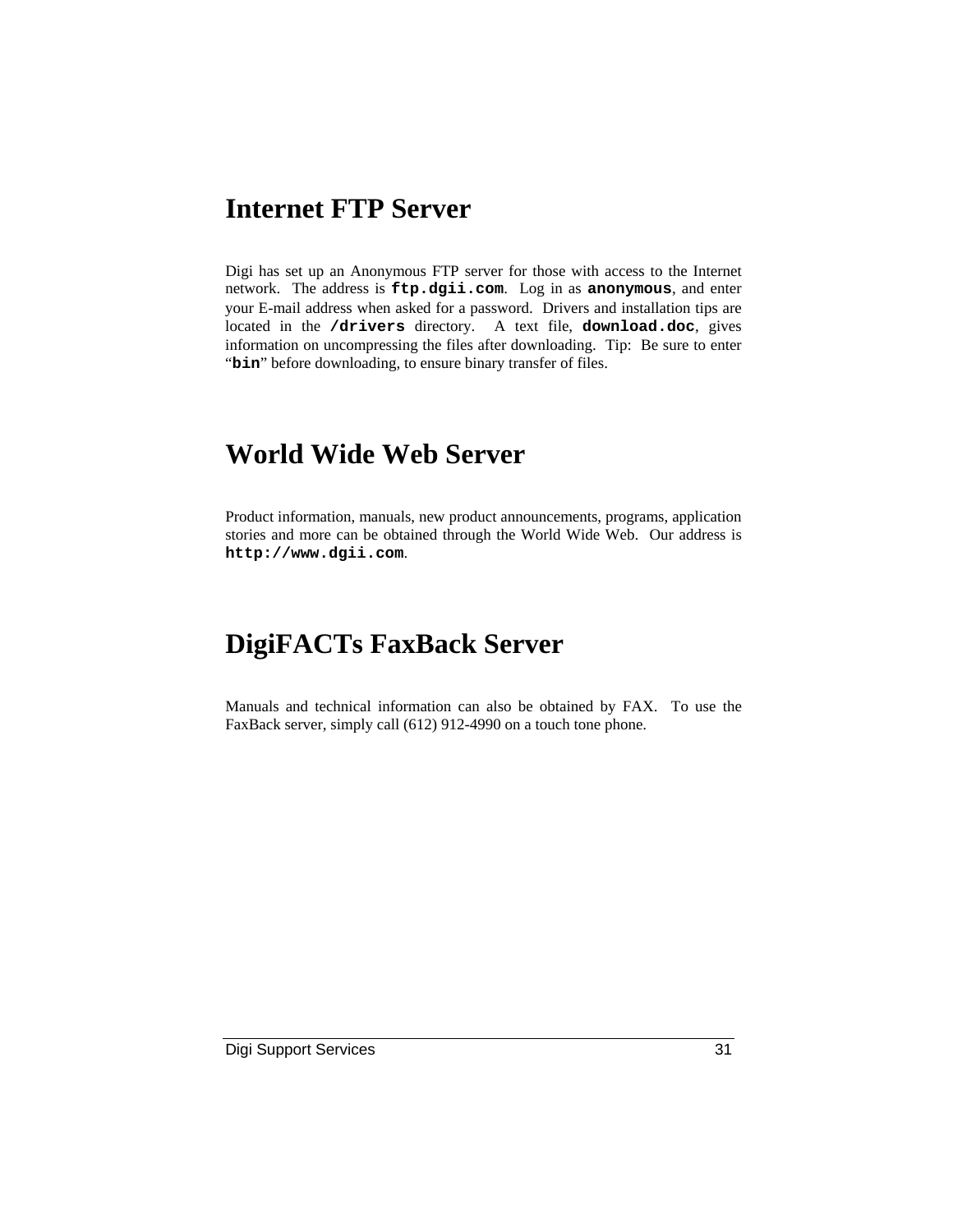# Internet FTP Server

Digi has set up an Anonymous FTP server for those with access to the Internet network. The address is **`ftp.dgii.com`**. Log in as **`anonymous`**, and enter your E-mail address when asked for a password. Drivers and installation tips are located in the **`/drivers`** directory. A text file, **`download.doc`**, gives information on uncompressing the files after downloading. Tip: Be sure to enter "**`bin`**" before downloading, to ensure binary transfer of files.

# World Wide Web Server

Product information, manuals, new product announcements, programs, application stories and more can be obtained through the World Wide Web. Our address is **`http://www.dgii.com`**.

# DigiFACTs FaxBack Server

Manuals and technical information can also be obtained by FAX. To use the FaxBack server, simply call (612) 912-4990 on a touch tone phone.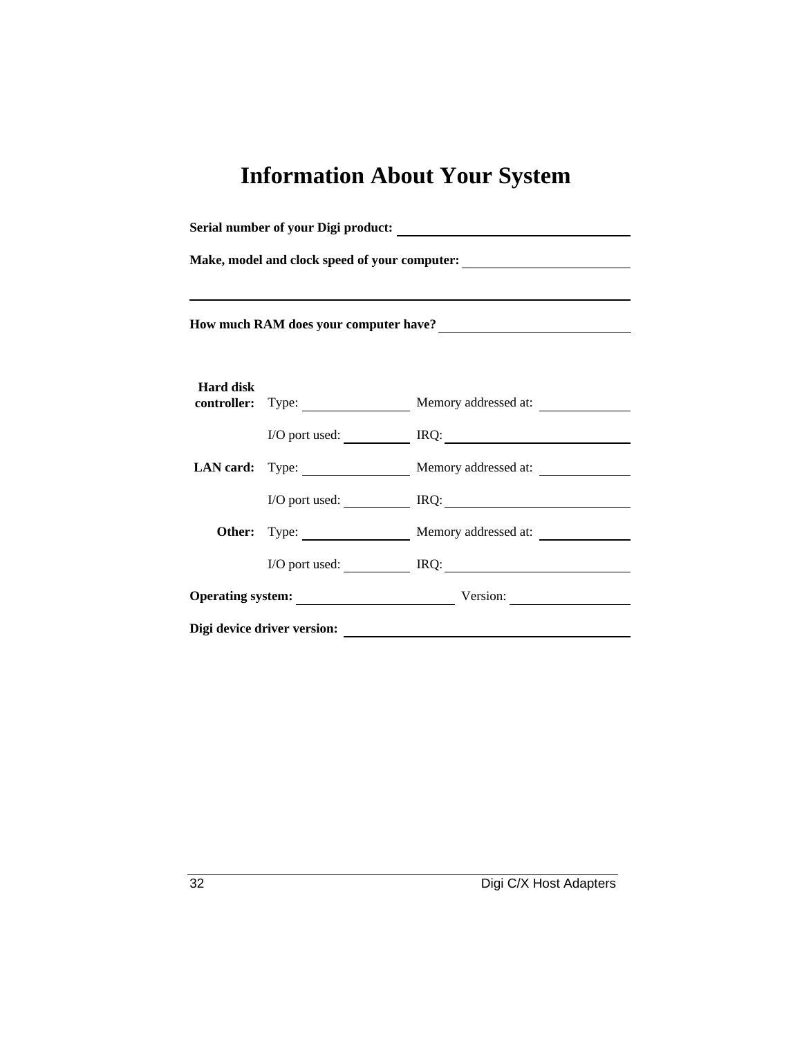# Information About Your System

**Serial number of your Digi product:** ______________________________

**Make, model and clock speed of your computer:** ______________________

______________________________________________________________

**How much RAM does your computer have?** _________________________

| | | |
|---|---|---|
| **Hard disk controller:** | Type: ______________ | Memory addressed at: ____________ |
| | I/O port used: ________ | IRQ: ______________________ |
| **LAN card:** | Type: ______________ | Memory addressed at: ____________ |
| | I/O port used: ________ | IRQ: ______________________ |
| **Other:** | Type: ______________ | Memory addressed at: ____________ |
| | I/O port used: ________ | IRQ: ______________________ |

**Operating system:** ______________________ Version: ________________

**Digi device driver version:** ______________________________________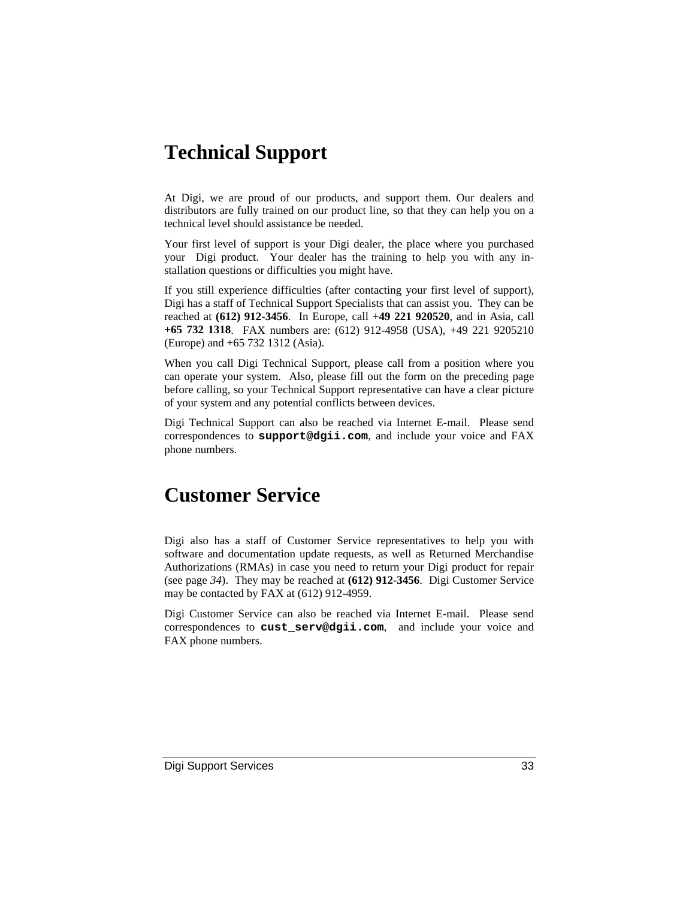# Technical Support

At Digi, we are proud of our products, and support them. Our dealers and distributors are fully trained on our product line, so that they can help you on a technical level should assistance be needed.

Your first level of support is your Digi dealer, the place where you purchased your Digi product. Your dealer has the training to help you with any installation questions or difficulties you might have.

If you still experience difficulties (after contacting your first level of support), Digi has a staff of Technical Support Specialists that can assist you. They can be reached at **(612) 912-3456**. In Europe, call **+49 221 920520**, and in Asia, call **+65 732 1318**. FAX numbers are: (612) 912-4958 (USA), +49 221 9205210 (Europe) and +65 732 1312 (Asia).

When you call Digi Technical Support, please call from a position where you can operate your system. Also, please fill out the form on the preceding page before calling, so your Technical Support representative can have a clear picture of your system and any potential conflicts between devices.

Digi Technical Support can also be reached via Internet E-mail. Please send correspondences to **support@dgii.com**, and include your voice and FAX phone numbers.

# Customer Service

Digi also has a staff of Customer Service representatives to help you with software and documentation update requests, as well as Returned Merchandise Authorizations (RMAs) in case you need to return your Digi product for repair (see page *34*). They may be reached at **(612) 912-3456**. Digi Customer Service may be contacted by FAX at (612) 912-4959.

Digi Customer Service can also be reached via Internet E-mail. Please send correspondences to **cust_serv@dgii.com**, and include your voice and FAX phone numbers.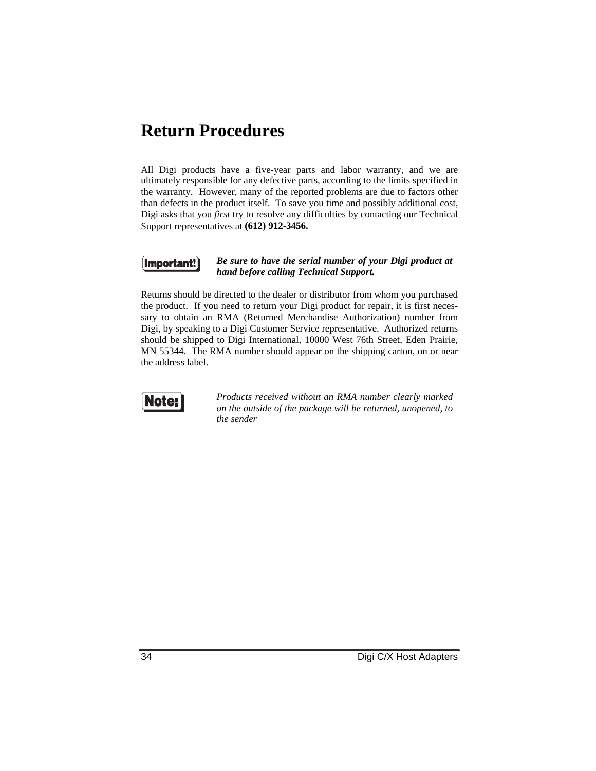# Return Procedures

All Digi products have a five-year parts and labor warranty, and we are ultimately responsible for any defective parts, according to the limits specified in the warranty. However, many of the reported problems are due to factors other than defects in the product itself. To save you time and possibly additional cost, Digi asks that you *first* try to resolve any difficulties by contacting our Technical Support representatives at **(612) 912-3456.**

**Important!** ***Be sure to have the serial number of your Digi product at hand before calling Technical Support.***

Returns should be directed to the dealer or distributor from whom you purchased the product. If you need to return your Digi product for repair, it is first necessary to obtain an RMA (Returned Merchandise Authorization) number from Digi, by speaking to a Digi Customer Service representative. Authorized returns should be shipped to Digi International, 10000 West 76th Street, Eden Prairie, MN 55344. The RMA number should appear on the shipping carton, on or near the address label.

**Note:** *Products received without an RMA number clearly marked on the outside of the package will be returned, unopened, to the sender*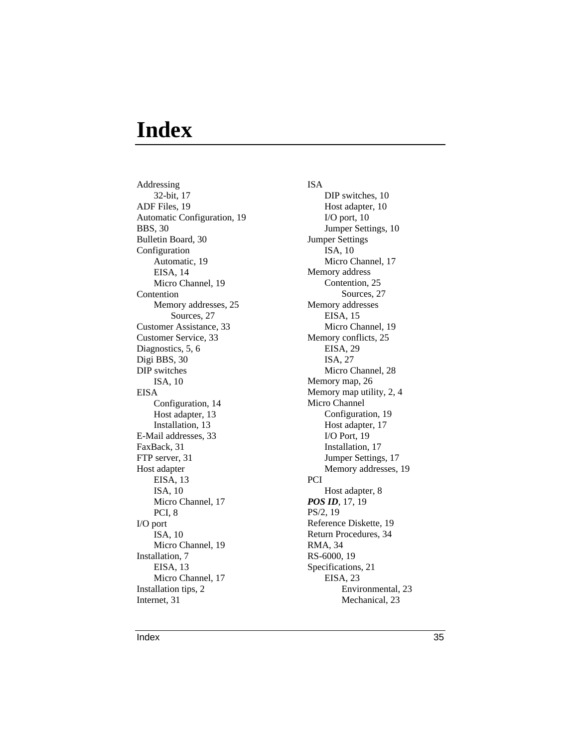# Index

Addressing
- 32-bit, 17

ADF Files, 19
Automatic Configuration, 19
BBS, 30
Bulletin Board, 30
Configuration
- Automatic, 19
- EISA, 14
- Micro Channel, 19

Contention
- Memory addresses, 25
  - Sources, 27

Customer Assistance, 33
Customer Service, 33
Diagnostics, 5, 6
Digi BBS, 30
DIP switches
- ISA, 10

EISA
- Configuration, 14
- Host adapter, 13
- Installation, 13

E-Mail addresses, 33
FaxBack, 31
FTP server, 31
Host adapter
- EISA, 13
- ISA, 10
- Micro Channel, 17
- PCI, 8

I/O port
- ISA, 10
- Micro Channel, 19

Installation, 7
- EISA, 13
- Micro Channel, 17

Installation tips, 2
Internet, 31
ISA
- DIP switches, 10
- Host adapter, 10
- I/O port, 10
- Jumper Settings, 10

Jumper Settings
- ISA, 10
- Micro Channel, 17

Memory address
- Contention, 25
  - Sources, 27

Memory addresses
- EISA, 15
- Micro Channel, 19

Memory conflicts, 25
- EISA, 29
- ISA, 27
- Micro Channel, 28

Memory map, 26
Memory map utility, 2, 4
Micro Channel
- Configuration, 19
- Host adapter, 17
- I/O Port, 19
- Installation, 17
- Jumper Settings, 17
- Memory addresses, 19

PCI
- Host adapter, 8

***POS ID***, 17, 19
PS/2, 19
Reference Diskette, 19
Return Procedures, 34
RMA, 34
RS-6000, 19
Specifications, 21
- EISA, 23
  - Environmental, 23
  - Mechanical, 23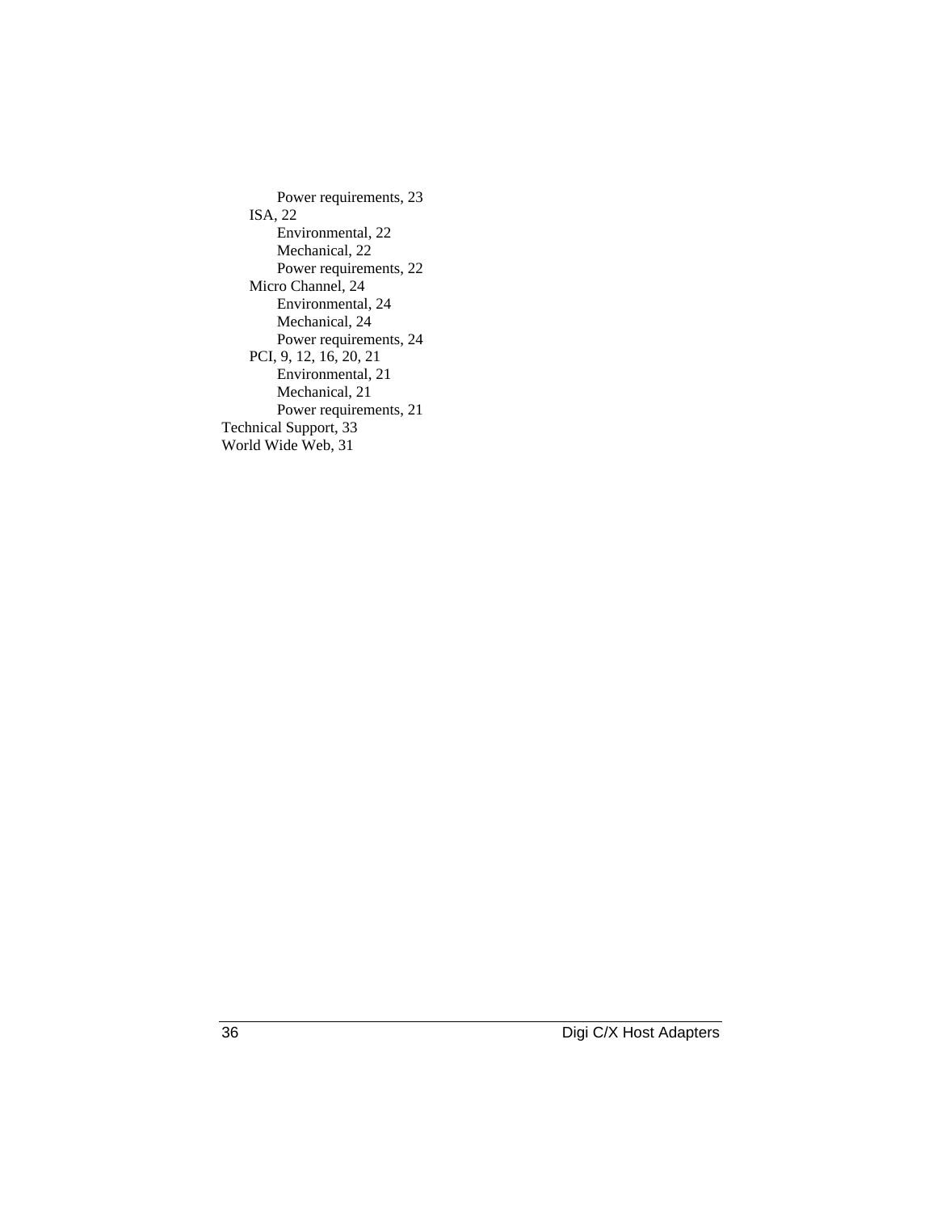- Power requirements, 23
  - ISA, 22
    - Environmental, 22
    - Mechanical, 22
    - Power requirements, 22
  - Micro Channel, 24
    - Environmental, 24
    - Mechanical, 24
    - Power requirements, 24
  - PCI, 9, 12, 16, 20, 21
    - Environmental, 21
    - Mechanical, 21
    - Power requirements, 21
- Technical Support, 33
- World Wide Web, 31